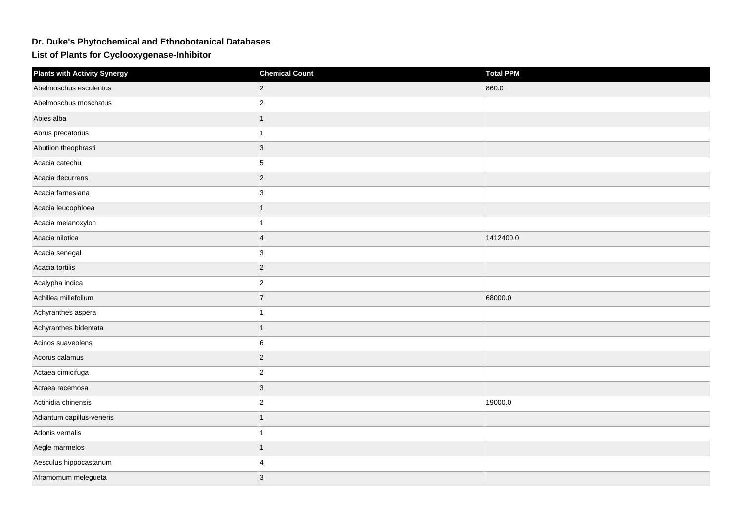# Dr. Duke's Phytochemical and Ethnobotanical Databases

## List of Plants for Cyclooxygenase-Inhibitor

| Plants with Activity Synergy | Chemical Count | Total PPM |
| --- | --- | --- |
| Abelmoschus esculentus | 2 | 860.0 |
| Abelmoschus moschatus | 2 | |
| Abies alba | 1 | |
| Abrus precatorius | 1 | |
| Abutilon theophrasti | 3 | |
| Acacia catechu | 5 | |
| Acacia decurrens | 2 | |
| Acacia farnesiana | 3 | |
| Acacia leucophloea | 1 | |
| Acacia melanoxylon | 1 | |
| Acacia nilotica | 4 | 1412400.0 |
| Acacia senegal | 3 | |
| Acacia tortilis | 2 | |
| Acalypha indica | 2 | |
| Achillea millefolium | 7 | 68000.0 |
| Achyranthes aspera | 1 | |
| Achyranthes bidentata | 1 | |
| Acinos suaveolens | 6 | |
| Acorus calamus | 2 | |
| Actaea cimicifuga | 2 | |
| Actaea racemosa | 3 | |
| Actinidia chinensis | 2 | 19000.0 |
| Adiantum capillus-veneris | 1 | |
| Adonis vernalis | 1 | |
| Aegle marmelos | 1 | |
| Aesculus hippocastanum | 4 | |
| Aframomum melegueta | 3 | |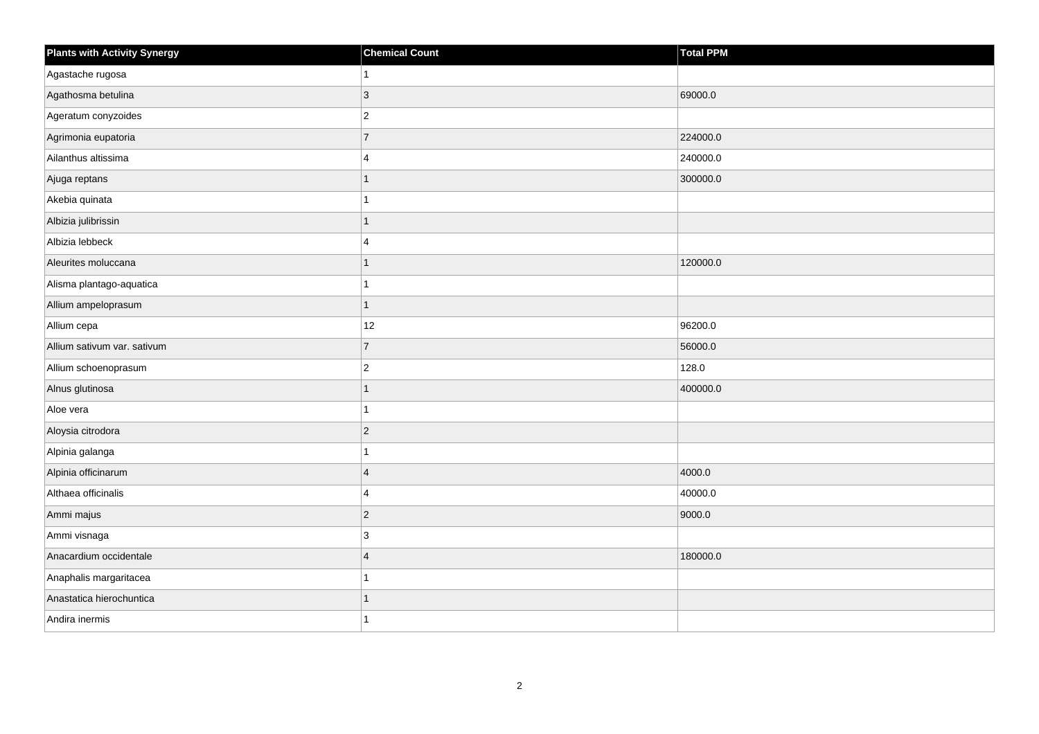| Plants with Activity Synergy | Chemical Count | Total PPM |
| --- | --- | --- |
| Agastache rugosa | 1 | |
| Agathosma betulina | 3 | 69000.0 |
| Ageratum conyzoides | 2 | |
| Agrimonia eupatoria | 7 | 224000.0 |
| Ailanthus altissima | 4 | 240000.0 |
| Ajuga reptans | 1 | 300000.0 |
| Akebia quinata | 1 | |
| Albizia julibrissin | 1 | |
| Albizia lebbeck | 4 | |
| Aleurites moluccana | 1 | 120000.0 |
| Alisma plantago-aquatica | 1 | |
| Allium ampeloprasum | 1 | |
| Allium cepa | 12 | 96200.0 |
| Allium sativum var. sativum | 7 | 56000.0 |
| Allium schoenoprasum | 2 | 128.0 |
| Alnus glutinosa | 1 | 400000.0 |
| Aloe vera | 1 | |
| Aloysia citrodora | 2 | |
| Alpinia galanga | 1 | |
| Alpinia officinarum | 4 | 4000.0 |
| Althaea officinalis | 4 | 40000.0 |
| Ammi majus | 2 | 9000.0 |
| Ammi visnaga | 3 | |
| Anacardium occidentale | 4 | 180000.0 |
| Anaphalis margaritacea | 1 | |
| Anastatica hierochuntica | 1 | |
| Andira inermis | 1 | |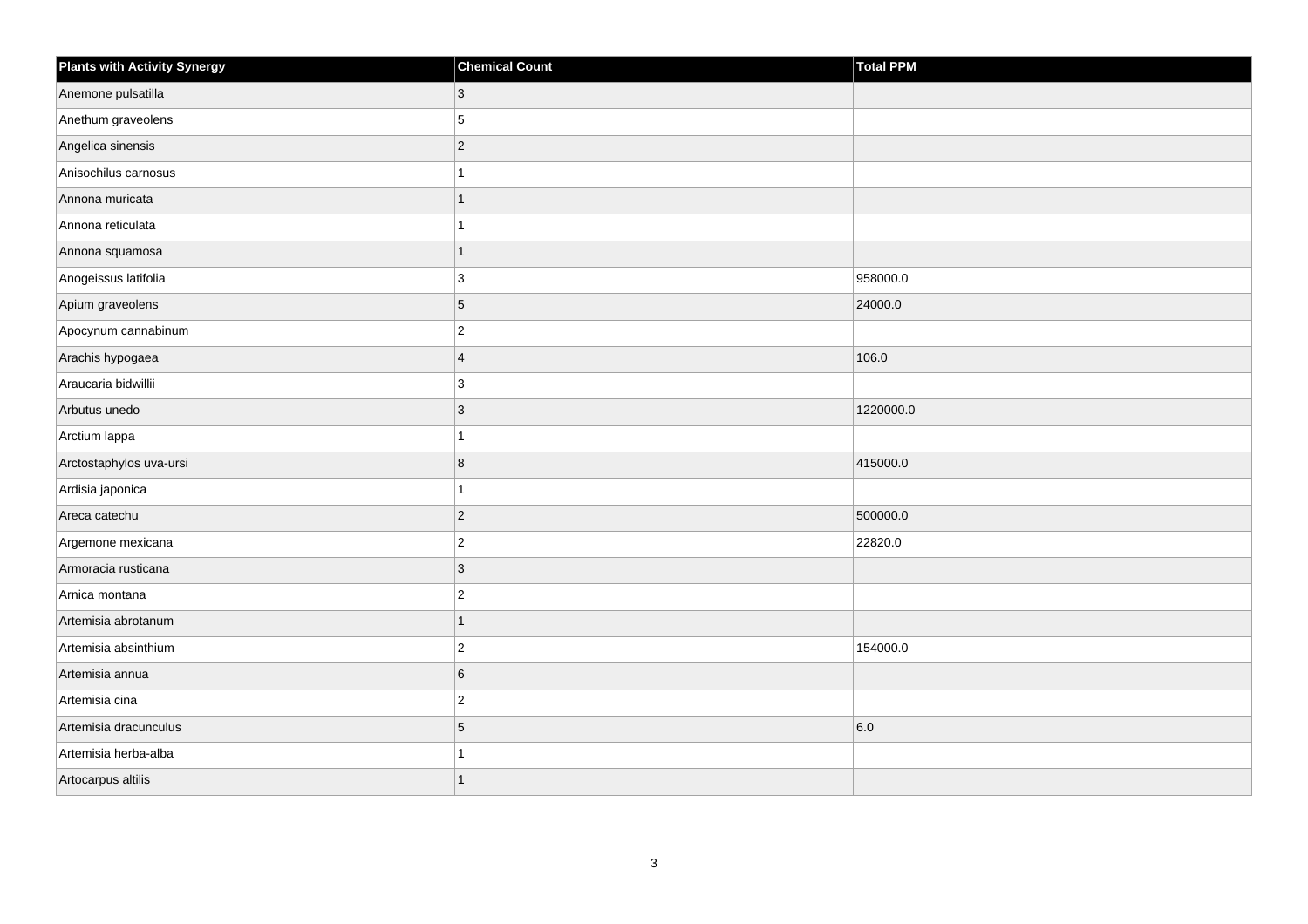| Plants with Activity Synergy | Chemical Count | Total PPM |
| --- | --- | --- |
| Anemone pulsatilla | 3 | |
| Anethum graveolens | 5 | |
| Angelica sinensis | 2 | |
| Anisochilus carnosus | 1 | |
| Annona muricata | 1 | |
| Annona reticulata | 1 | |
| Annona squamosa | 1 | |
| Anogeissus latifolia | 3 | 958000.0 |
| Apium graveolens | 5 | 24000.0 |
| Apocynum cannabinum | 2 | |
| Arachis hypogaea | 4 | 106.0 |
| Araucaria bidwillii | 3 | |
| Arbutus unedo | 3 | 1220000.0 |
| Arctium lappa | 1 | |
| Arctostaphylos uva-ursi | 8 | 415000.0 |
| Ardisia japonica | 1 | |
| Areca catechu | 2 | 500000.0 |
| Argemone mexicana | 2 | 22820.0 |
| Armoracia rusticana | 3 | |
| Arnica montana | 2 | |
| Artemisia abrotanum | 1 | |
| Artemisia absinthium | 2 | 154000.0 |
| Artemisia annua | 6 | |
| Artemisia cina | 2 | |
| Artemisia dracunculus | 5 | 6.0 |
| Artemisia herba-alba | 1 | |
| Artocarpus altilis | 1 | |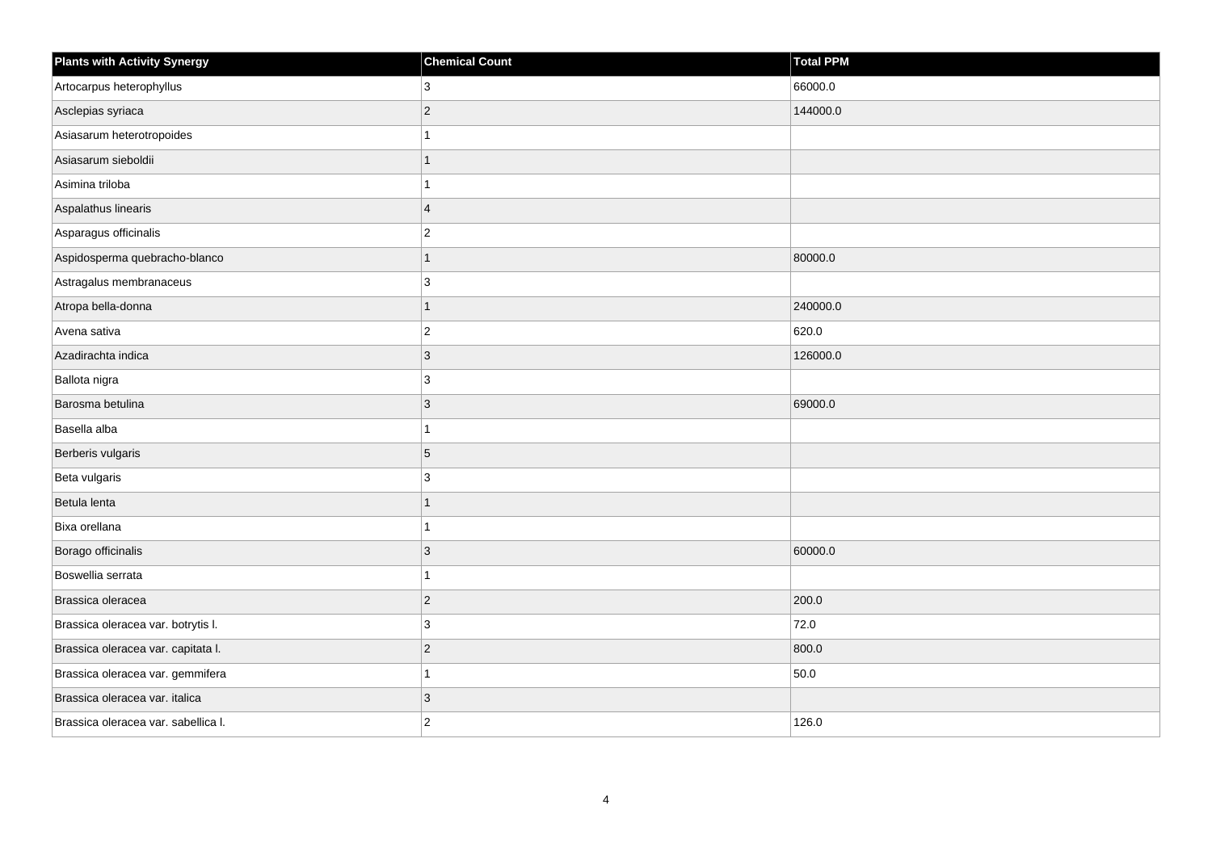| Plants with Activity Synergy | Chemical Count | Total PPM |
|---|---|---|
| Artocarpus heterophyllus | 3 | 66000.0 |
| Asclepias syriaca | 2 | 144000.0 |
| Asiasarum heterotropoides | 1 | |
| Asiasarum sieboldii | 1 | |
| Asimina triloba | 1 | |
| Aspalathus linearis | 4 | |
| Asparagus officinalis | 2 | |
| Aspidosperma quebracho-blanco | 1 | 80000.0 |
| Astragalus membranaceus | 3 | |
| Atropa bella-donna | 1 | 240000.0 |
| Avena sativa | 2 | 620.0 |
| Azadirachta indica | 3 | 126000.0 |
| Ballota nigra | 3 | |
| Barosma betulina | 3 | 69000.0 |
| Basella alba | 1 | |
| Berberis vulgaris | 5 | |
| Beta vulgaris | 3 | |
| Betula lenta | 1 | |
| Bixa orellana | 1 | |
| Borago officinalis | 3 | 60000.0 |
| Boswellia serrata | 1 | |
| Brassica oleracea | 2 | 200.0 |
| Brassica oleracea var. botrytis l. | 3 | 72.0 |
| Brassica oleracea var. capitata l. | 2 | 800.0 |
| Brassica oleracea var. gemmifera | 1 | 50.0 |
| Brassica oleracea var. italica | 3 | |
| Brassica oleracea var. sabellica l. | 2 | 126.0 |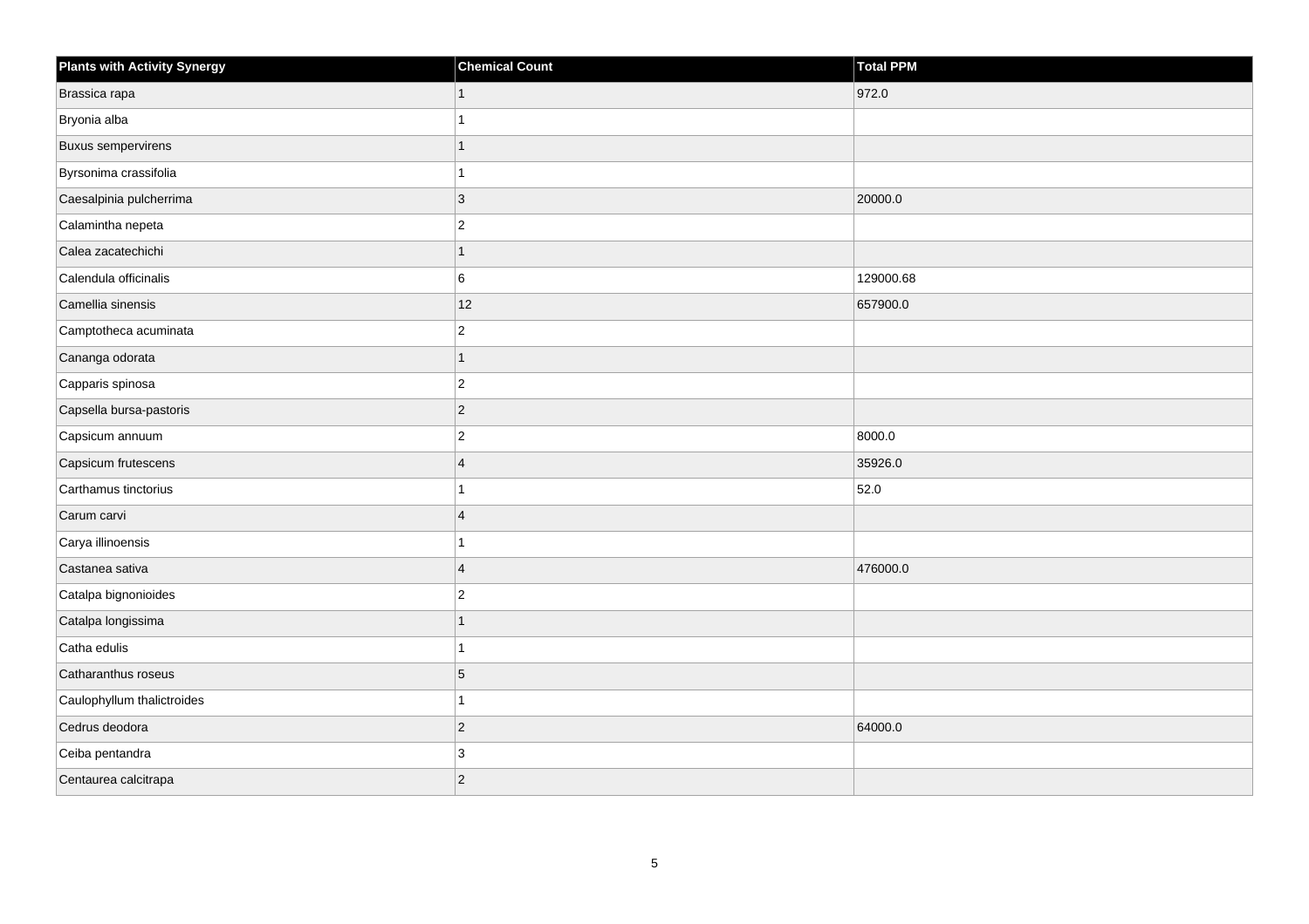| Plants with Activity Synergy | Chemical Count | Total PPM |
| --- | --- | --- |
| Brassica rapa | 1 | 972.0 |
| Bryonia alba | 1 | |
| Buxus sempervirens | 1 | |
| Byrsonima crassifolia | 1 | |
| Caesalpinia pulcherrima | 3 | 20000.0 |
| Calamintha nepeta | 2 | |
| Calea zacatechichi | 1 | |
| Calendula officinalis | 6 | 129000.68 |
| Camellia sinensis | 12 | 657900.0 |
| Camptotheca acuminata | 2 | |
| Cananga odorata | 1 | |
| Capparis spinosa | 2 | |
| Capsella bursa-pastoris | 2 | |
| Capsicum annuum | 2 | 8000.0 |
| Capsicum frutescens | 4 | 35926.0 |
| Carthamus tinctorius | 1 | 52.0 |
| Carum carvi | 4 | |
| Carya illinoensis | 1 | |
| Castanea sativa | 4 | 476000.0 |
| Catalpa bignonioides | 2 | |
| Catalpa longissima | 1 | |
| Catha edulis | 1 | |
| Catharanthus roseus | 5 | |
| Caulophyllum thalictroides | 1 | |
| Cedrus deodora | 2 | 64000.0 |
| Ceiba pentandra | 3 | |
| Centaurea calcitrapa | 2 | |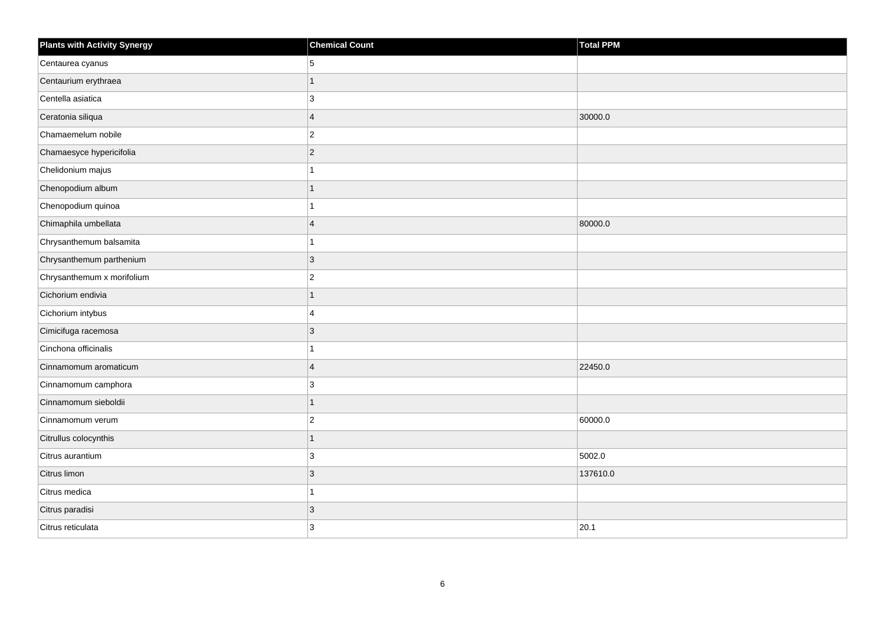| Plants with Activity Synergy | Chemical Count | Total PPM |
| --- | --- | --- |
| Centaurea cyanus | 5 | |
| Centaurium erythraea | 1 | |
| Centella asiatica | 3 | |
| Ceratonia siliqua | 4 | 30000.0 |
| Chamaemelum nobile | 2 | |
| Chamaesyce hypericifolia | 2 | |
| Chelidonium majus | 1 | |
| Chenopodium album | 1 | |
| Chenopodium quinoa | 1 | |
| Chimaphila umbellata | 4 | 80000.0 |
| Chrysanthemum balsamita | 1 | |
| Chrysanthemum parthenium | 3 | |
| Chrysanthemum x morifolium | 2 | |
| Cichorium endivia | 1 | |
| Cichorium intybus | 4 | |
| Cimicifuga racemosa | 3 | |
| Cinchona officinalis | 1 | |
| Cinnamomum aromaticum | 4 | 22450.0 |
| Cinnamomum camphora | 3 | |
| Cinnamomum sieboldii | 1 | |
| Cinnamomum verum | 2 | 60000.0 |
| Citrullus colocynthis | 1 | |
| Citrus aurantium | 3 | 5002.0 |
| Citrus limon | 3 | 137610.0 |
| Citrus medica | 1 | |
| Citrus paradisi | 3 | |
| Citrus reticulata | 3 | 20.1 |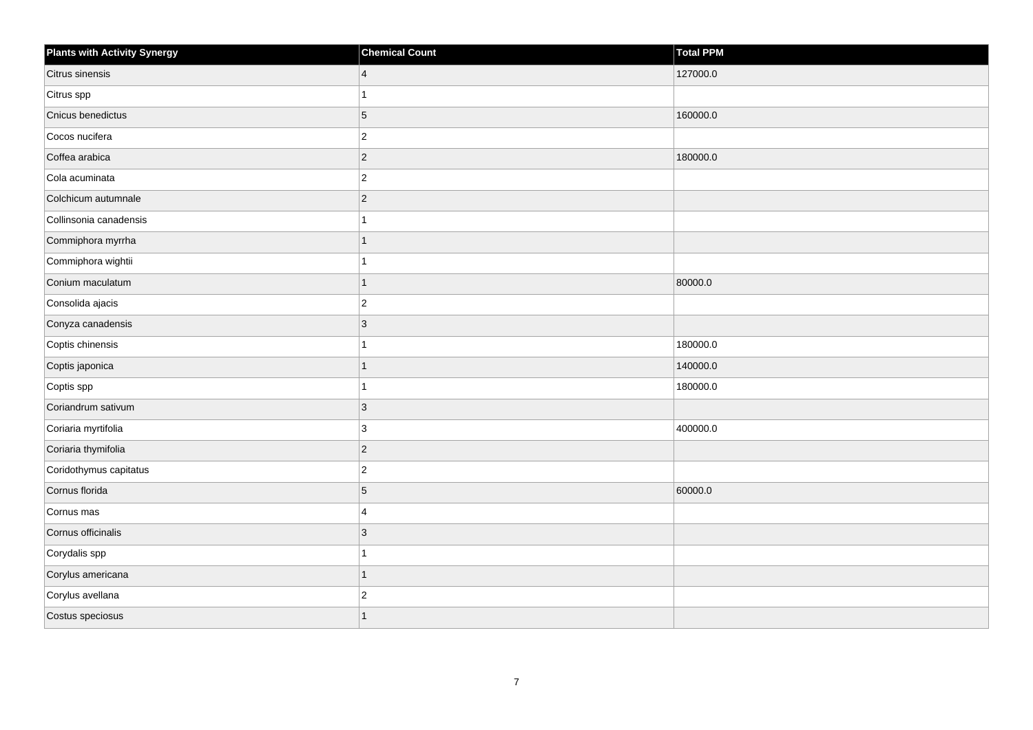| Plants with Activity Synergy | Chemical Count | Total PPM |
| --- | --- | --- |
| Citrus sinensis | 4 | 127000.0 |
| Citrus spp | 1 | |
| Cnicus benedictus | 5 | 160000.0 |
| Cocos nucifera | 2 | |
| Coffea arabica | 2 | 180000.0 |
| Cola acuminata | 2 | |
| Colchicum autumnale | 2 | |
| Collinsonia canadensis | 1 | |
| Commiphora myrrha | 1 | |
| Commiphora wightii | 1 | |
| Conium maculatum | 1 | 80000.0 |
| Consolida ajacis | 2 | |
| Conyza canadensis | 3 | |
| Coptis chinensis | 1 | 180000.0 |
| Coptis japonica | 1 | 140000.0 |
| Coptis spp | 1 | 180000.0 |
| Coriandrum sativum | 3 | |
| Coriaria myrtifolia | 3 | 400000.0 |
| Coriaria thymifolia | 2 | |
| Coridothymus capitatus | 2 | |
| Cornus florida | 5 | 60000.0 |
| Cornus mas | 4 | |
| Cornus officinalis | 3 | |
| Corydalis spp | 1 | |
| Corylus americana | 1 | |
| Corylus avellana | 2 | |
| Costus speciosus | 1 | |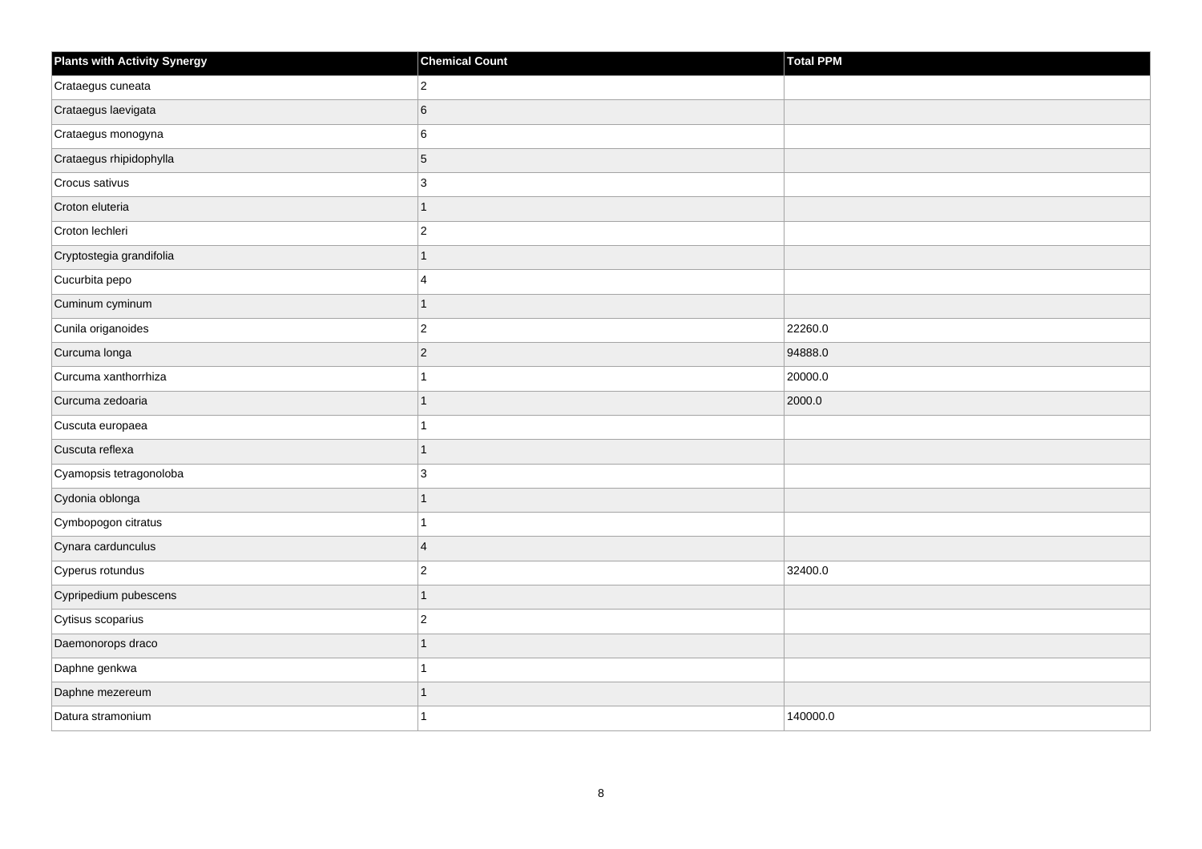| Plants with Activity Synergy | Chemical Count | Total PPM |
| --- | --- | --- |
| Crataegus cuneata | 2 | |
| Crataegus laevigata | 6 | |
| Crataegus monogyna | 6 | |
| Crataegus rhipidophylla | 5 | |
| Crocus sativus | 3 | |
| Croton eluteria | 1 | |
| Croton lechleri | 2 | |
| Cryptostegia grandifolia | 1 | |
| Cucurbita pepo | 4 | |
| Cuminum cyminum | 1 | |
| Cunila origanoides | 2 | 22260.0 |
| Curcuma longa | 2 | 94888.0 |
| Curcuma xanthorrhiza | 1 | 20000.0 |
| Curcuma zedoaria | 1 | 2000.0 |
| Cuscuta europaea | 1 | |
| Cuscuta reflexa | 1 | |
| Cyamopsis tetragonoloba | 3 | |
| Cydonia oblonga | 1 | |
| Cymbopogon citratus | 1 | |
| Cynara cardunculus | 4 | |
| Cyperus rotundus | 2 | 32400.0 |
| Cypripedium pubescens | 1 | |
| Cytisus scoparius | 2 | |
| Daemonorops draco | 1 | |
| Daphne genkwa | 1 | |
| Daphne mezereum | 1 | |
| Datura stramonium | 1 | 140000.0 |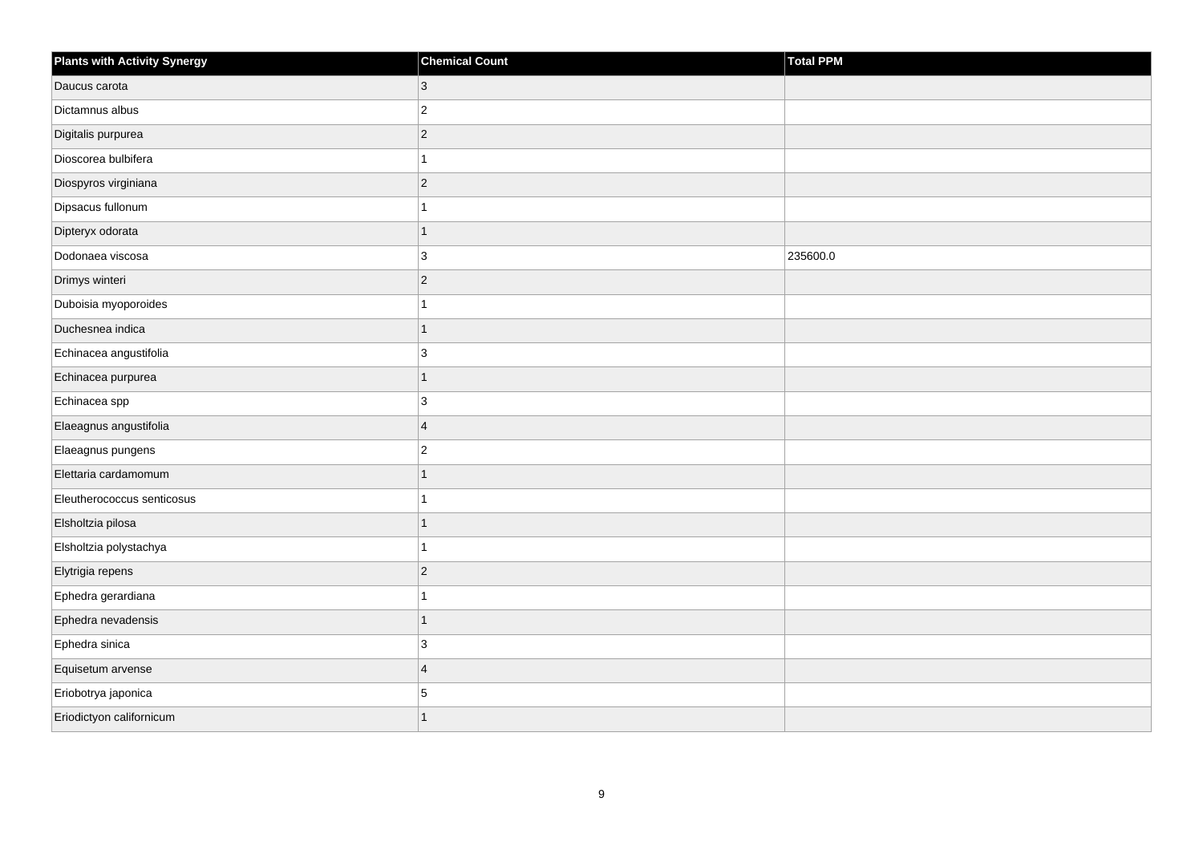| Plants with Activity Synergy | Chemical Count | Total PPM |
| --- | --- | --- |
| Daucus carota | 3 | |
| Dictamnus albus | 2 | |
| Digitalis purpurea | 2 | |
| Dioscorea bulbifera | 1 | |
| Diospyros virginiana | 2 | |
| Dipsacus fullonum | 1 | |
| Dipteryx odorata | 1 | |
| Dodonaea viscosa | 3 | 235600.0 |
| Drimys winteri | 2 | |
| Duboisia myoporoides | 1 | |
| Duchesnea indica | 1 | |
| Echinacea angustifolia | 3 | |
| Echinacea purpurea | 1 | |
| Echinacea spp | 3 | |
| Elaeagnus angustifolia | 4 | |
| Elaeagnus pungens | 2 | |
| Elettaria cardamomum | 1 | |
| Eleutherococcus senticosus | 1 | |
| Elsholtzia pilosa | 1 | |
| Elsholtzia polystachya | 1 | |
| Elytrigia repens | 2 | |
| Ephedra gerardiana | 1 | |
| Ephedra nevadensis | 1 | |
| Ephedra sinica | 3 | |
| Equisetum arvense | 4 | |
| Eriobotrya japonica | 5 | |
| Eriodictyon californicum | 1 | |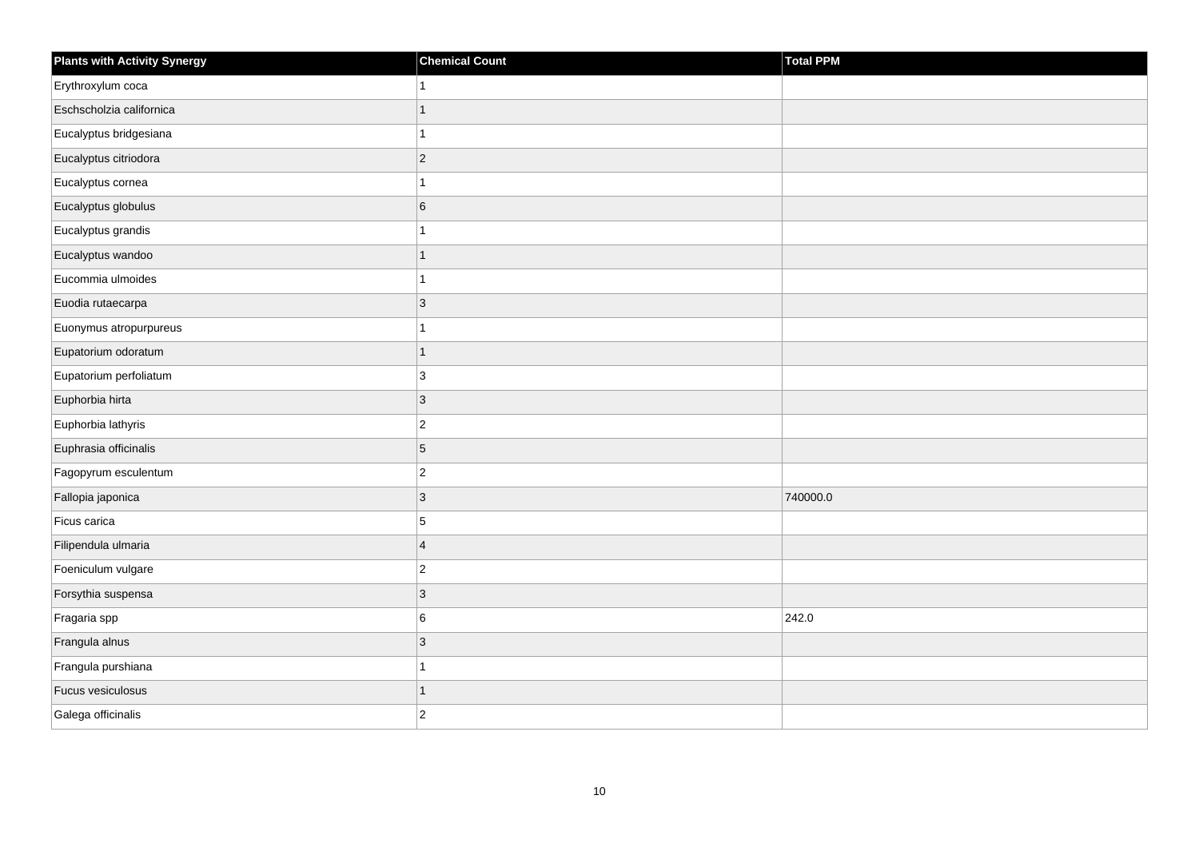| Plants with Activity Synergy | Chemical Count | Total PPM |
|---|---|---|
| Erythroxylum coca | 1 | |
| Eschscholzia californica | 1 | |
| Eucalyptus bridgesiana | 1 | |
| Eucalyptus citriodora | 2 | |
| Eucalyptus cornea | 1 | |
| Eucalyptus globulus | 6 | |
| Eucalyptus grandis | 1 | |
| Eucalyptus wandoo | 1 | |
| Eucommia ulmoides | 1 | |
| Euodia rutaecarpa | 3 | |
| Euonymus atropurpureus | 1 | |
| Eupatorium odoratum | 1 | |
| Eupatorium perfoliatum | 3 | |
| Euphorbia hirta | 3 | |
| Euphorbia lathyris | 2 | |
| Euphrasia officinalis | 5 | |
| Fagopyrum esculentum | 2 | |
| Fallopia japonica | 3 | 740000.0 |
| Ficus carica | 5 | |
| Filipendula ulmaria | 4 | |
| Foeniculum vulgare | 2 | |
| Forsythia suspensa | 3 | |
| Fragaria spp | 6 | 242.0 |
| Frangula alnus | 3 | |
| Frangula purshiana | 1 | |
| Fucus vesiculosus | 1 | |
| Galega officinalis | 2 | |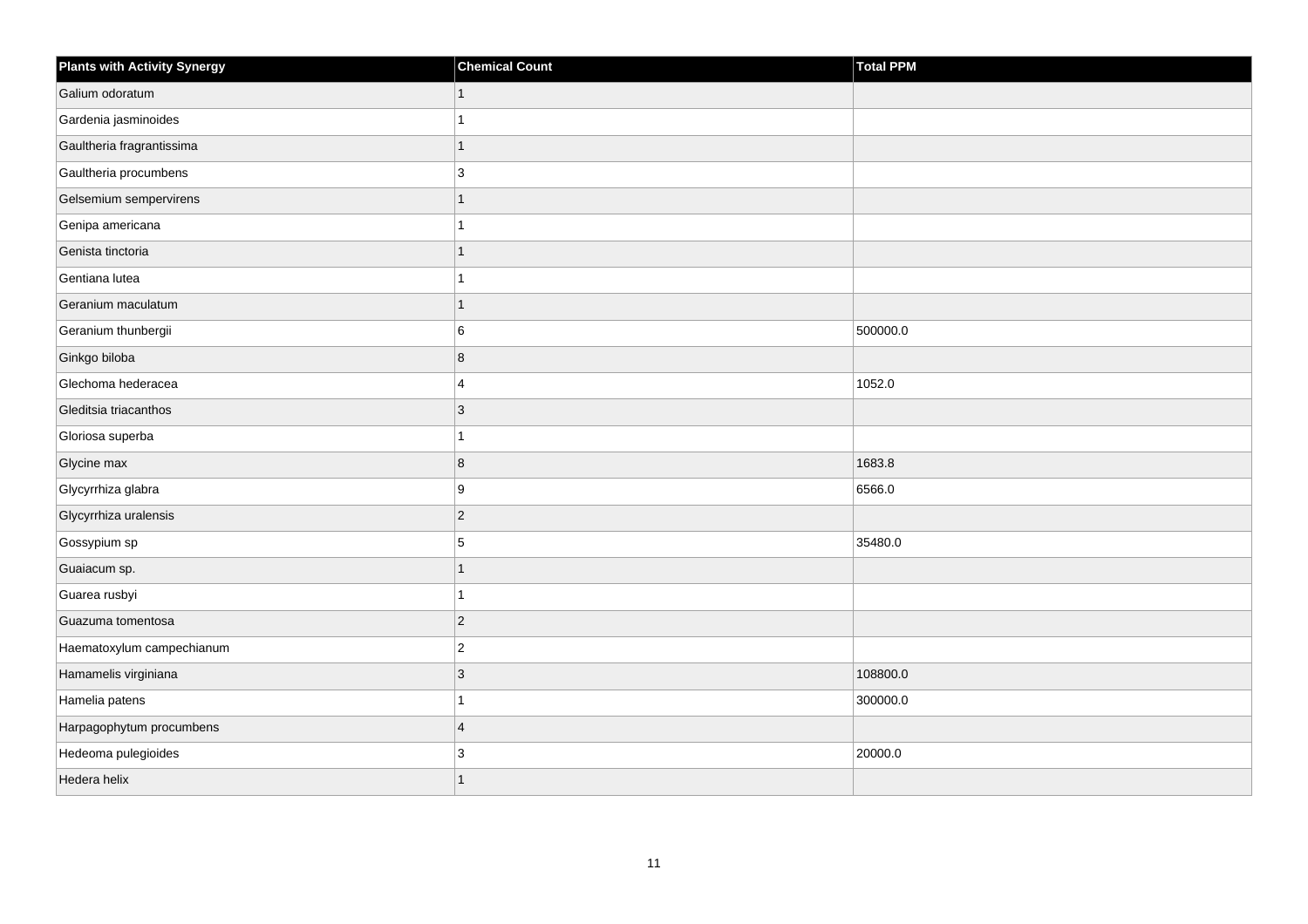| Plants with Activity Synergy | Chemical Count | Total PPM |
| --- | --- | --- |
| Galium odoratum | 1 | |
| Gardenia jasminoides | 1 | |
| Gaultheria fragrantissima | 1 | |
| Gaultheria procumbens | 3 | |
| Gelsemium sempervirens | 1 | |
| Genipa americana | 1 | |
| Genista tinctoria | 1 | |
| Gentiana lutea | 1 | |
| Geranium maculatum | 1 | |
| Geranium thunbergii | 6 | 500000.0 |
| Ginkgo biloba | 8 | |
| Glechoma hederacea | 4 | 1052.0 |
| Gleditsia triacanthos | 3 | |
| Gloriosa superba | 1 | |
| Glycine max | 8 | 1683.8 |
| Glycyrrhiza glabra | 9 | 6566.0 |
| Glycyrrhiza uralensis | 2 | |
| Gossypium sp | 5 | 35480.0 |
| Guaiacum sp. | 1 | |
| Guarea rusbyi | 1 | |
| Guazuma tomentosa | 2 | |
| Haematoxylum campechianum | 2 | |
| Hamamelis virginiana | 3 | 108800.0 |
| Hamelia patens | 1 | 300000.0 |
| Harpagophytum procumbens | 4 | |
| Hedeoma pulegioides | 3 | 20000.0 |
| Hedera helix | 1 | |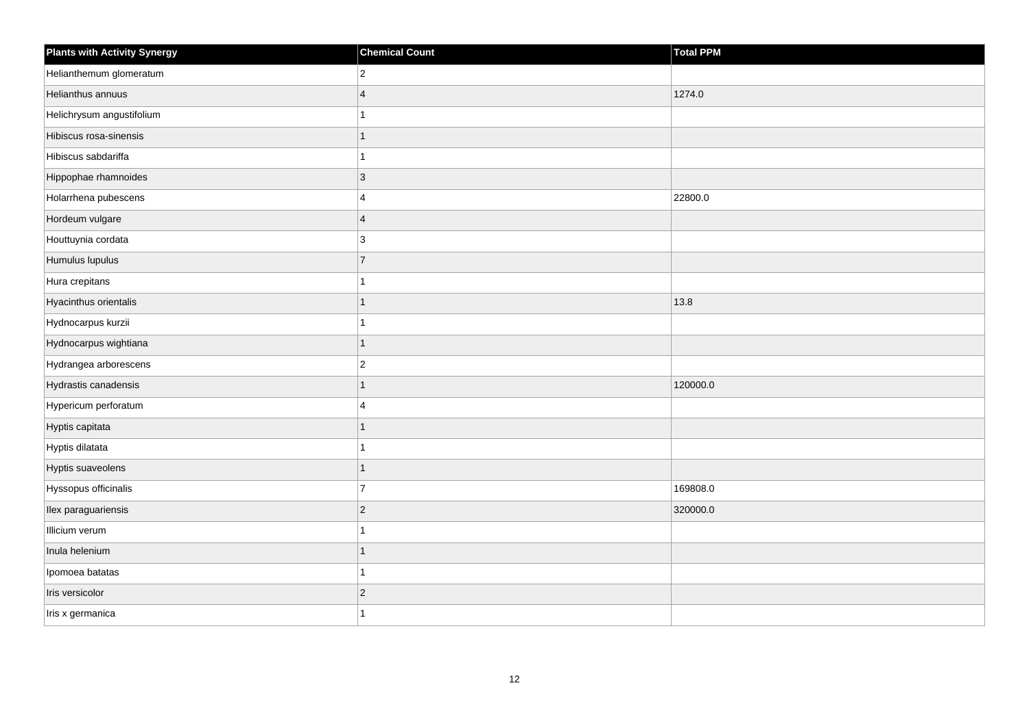| Plants with Activity Synergy | Chemical Count | Total PPM |
| --- | --- | --- |
| Helianthemum glomeratum | 2 | |
| Helianthus annuus | 4 | 1274.0 |
| Helichrysum angustifolium | 1 | |
| Hibiscus rosa-sinensis | 1 | |
| Hibiscus sabdariffa | 1 | |
| Hippophae rhamnoides | 3 | |
| Holarrhena pubescens | 4 | 22800.0 |
| Hordeum vulgare | 4 | |
| Houttuynia cordata | 3 | |
| Humulus lupulus | 7 | |
| Hura crepitans | 1 | |
| Hyacinthus orientalis | 1 | 13.8 |
| Hydnocarpus kurzii | 1 | |
| Hydnocarpus wightiana | 1 | |
| Hydrangea arborescens | 2 | |
| Hydrastis canadensis | 1 | 120000.0 |
| Hypericum perforatum | 4 | |
| Hyptis capitata | 1 | |
| Hyptis dilatata | 1 | |
| Hyptis suaveolens | 1 | |
| Hyssopus officinalis | 7 | 169808.0 |
| Ilex paraguariensis | 2 | 320000.0 |
| Illicium verum | 1 | |
| Inula helenium | 1 | |
| Ipomoea batatas | 1 | |
| Iris versicolor | 2 | |
| Iris x germanica | 1 | |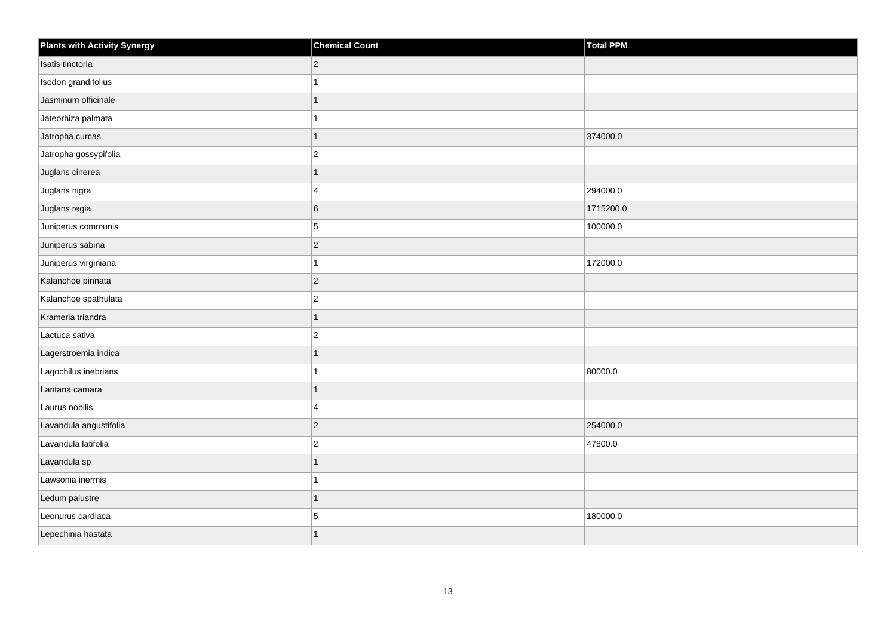| Plants with Activity Synergy | Chemical Count | Total PPM |
|---|---|---|
| Isatis tinctoria | 2 | |
| Isodon grandifolius | 1 | |
| Jasminum officinale | 1 | |
| Jateorhiza palmata | 1 | |
| Jatropha curcas | 1 | 374000.0 |
| Jatropha gossypifolia | 2 | |
| Juglans cinerea | 1 | |
| Juglans nigra | 4 | 294000.0 |
| Juglans regia | 6 | 1715200.0 |
| Juniperus communis | 5 | 100000.0 |
| Juniperus sabina | 2 | |
| Juniperus virginiana | 1 | 172000.0 |
| Kalanchoe pinnata | 2 | |
| Kalanchoe spathulata | 2 | |
| Krameria triandra | 1 | |
| Lactuca sativa | 2 | |
| Lagerstroemia indica | 1 | |
| Lagochilus inebrians | 1 | 80000.0 |
| Lantana camara | 1 | |
| Laurus nobilis | 4 | |
| Lavandula angustifolia | 2 | 254000.0 |
| Lavandula latifolia | 2 | 47800.0 |
| Lavandula sp | 1 | |
| Lawsonia inermis | 1 | |
| Ledum palustre | 1 | |
| Leonurus cardiaca | 5 | 180000.0 |
| Lepechinia hastata | 1 | |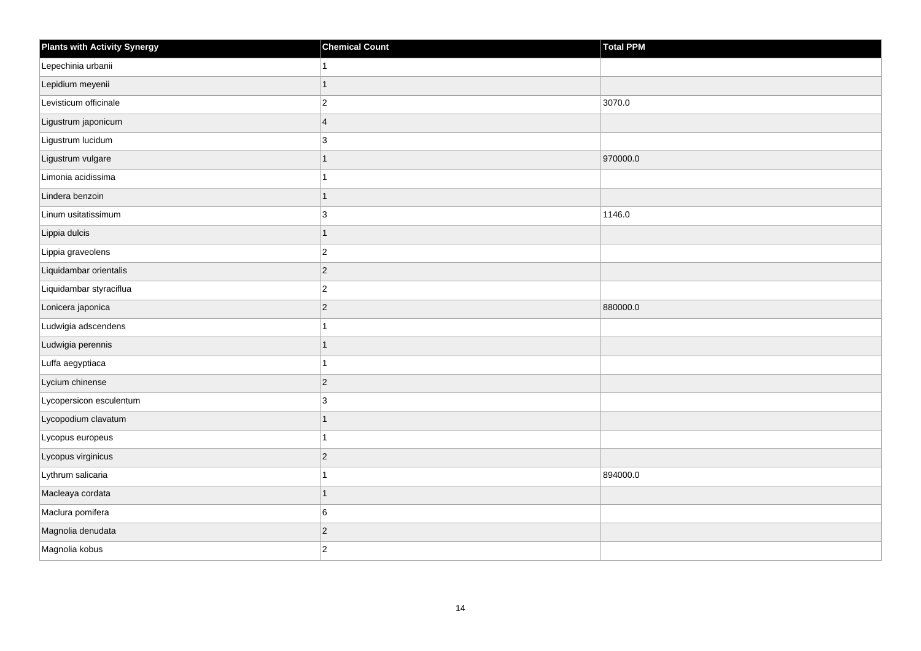| Plants with Activity Synergy | Chemical Count | Total PPM |
| --- | --- | --- |
| Lepechinia urbanii | 1 | |
| Lepidium meyenii | 1 | |
| Levisticum officinale | 2 | 3070.0 |
| Ligustrum japonicum | 4 | |
| Ligustrum lucidum | 3 | |
| Ligustrum vulgare | 1 | 970000.0 |
| Limonia acidissima | 1 | |
| Lindera benzoin | 1 | |
| Linum usitatissimum | 3 | 1146.0 |
| Lippia dulcis | 1 | |
| Lippia graveolens | 2 | |
| Liquidambar orientalis | 2 | |
| Liquidambar styraciflua | 2 | |
| Lonicera japonica | 2 | 880000.0 |
| Ludwigia adscendens | 1 | |
| Ludwigia perennis | 1 | |
| Luffa aegyptiaca | 1 | |
| Lycium chinense | 2 | |
| Lycopersicon esculentum | 3 | |
| Lycopodium clavatum | 1 | |
| Lycopus europeus | 1 | |
| Lycopus virginicus | 2 | |
| Lythrum salicaria | 1 | 894000.0 |
| Macleaya cordata | 1 | |
| Maclura pomifera | 6 | |
| Magnolia denudata | 2 | |
| Magnolia kobus | 2 | |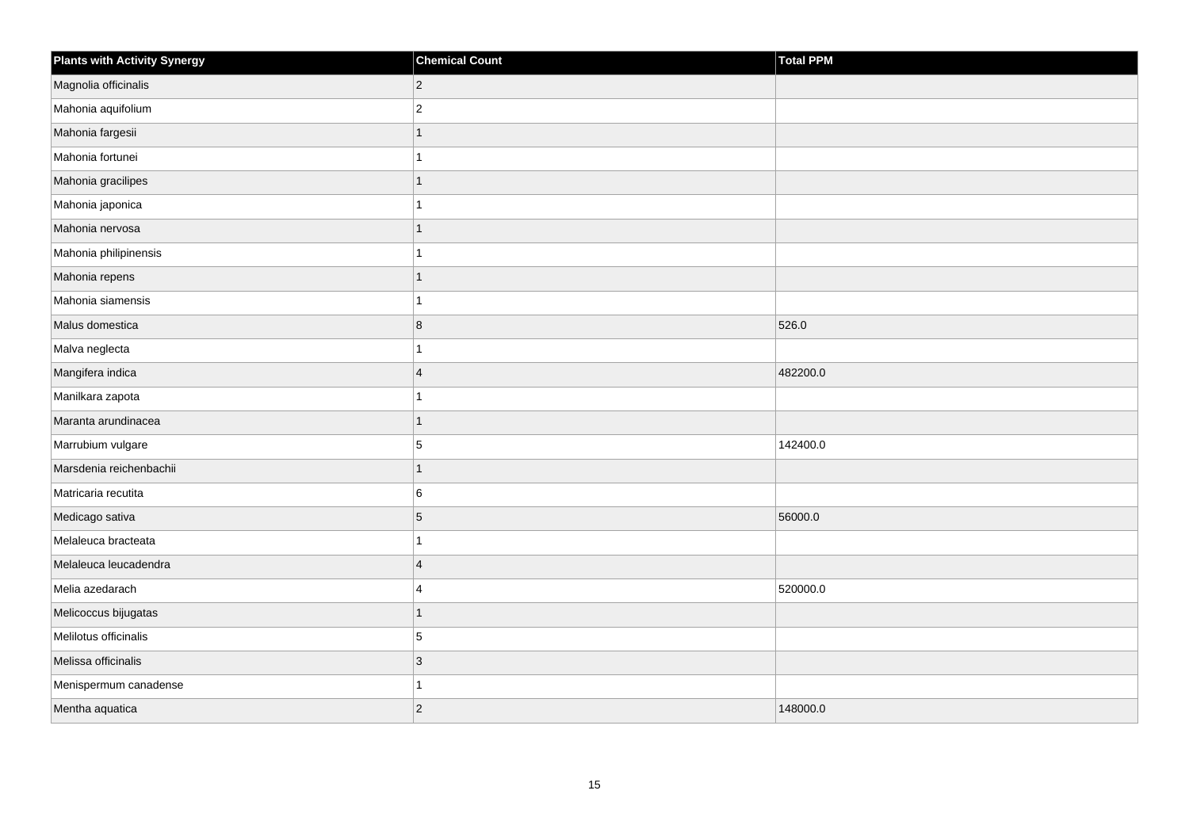| Plants with Activity Synergy | Chemical Count | Total PPM |
|---|---|---|
| Magnolia officinalis | 2 | |
| Mahonia aquifolium | 2 | |
| Mahonia fargesii | 1 | |
| Mahonia fortunei | 1 | |
| Mahonia gracilipes | 1 | |
| Mahonia japonica | 1 | |
| Mahonia nervosa | 1 | |
| Mahonia philipinensis | 1 | |
| Mahonia repens | 1 | |
| Mahonia siamensis | 1 | |
| Malus domestica | 8 | 526.0 |
| Malva neglecta | 1 | |
| Mangifera indica | 4 | 482200.0 |
| Manilkara zapota | 1 | |
| Maranta arundinacea | 1 | |
| Marrubium vulgare | 5 | 142400.0 |
| Marsdenia reichenbachii | 1 | |
| Matricaria recutita | 6 | |
| Medicago sativa | 5 | 56000.0 |
| Melaleuca bracteata | 1 | |
| Melaleuca leucadendra | 4 | |
| Melia azedarach | 4 | 520000.0 |
| Melicoccus bijugatas | 1 | |
| Melilotus officinalis | 5 | |
| Melissa officinalis | 3 | |
| Menispermum canadense | 1 | |
| Mentha aquatica | 2 | 148000.0 |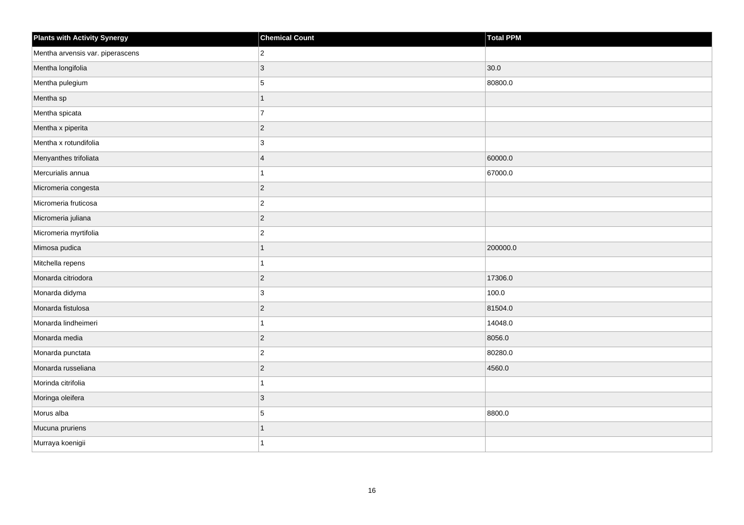| Plants with Activity Synergy | Chemical Count | Total PPM |
| --- | --- | --- |
| Mentha arvensis var. piperascens | 2 | |
| Mentha longifolia | 3 | 30.0 |
| Mentha pulegium | 5 | 80800.0 |
| Mentha sp | 1 | |
| Mentha spicata | 7 | |
| Mentha x piperita | 2 | |
| Mentha x rotundifolia | 3 | |
| Menyanthes trifoliata | 4 | 60000.0 |
| Mercurialis annua | 1 | 67000.0 |
| Micromeria congesta | 2 | |
| Micromeria fruticosa | 2 | |
| Micromeria juliana | 2 | |
| Micromeria myrtifolia | 2 | |
| Mimosa pudica | 1 | 200000.0 |
| Mitchella repens | 1 | |
| Monarda citriodora | 2 | 17306.0 |
| Monarda didyma | 3 | 100.0 |
| Monarda fistulosa | 2 | 81504.0 |
| Monarda lindheimeri | 1 | 14048.0 |
| Monarda media | 2 | 8056.0 |
| Monarda punctata | 2 | 80280.0 |
| Monarda russeliana | 2 | 4560.0 |
| Morinda citrifolia | 1 | |
| Moringa oleifera | 3 | |
| Morus alba | 5 | 8800.0 |
| Mucuna pruriens | 1 | |
| Murraya koenigii | 1 | |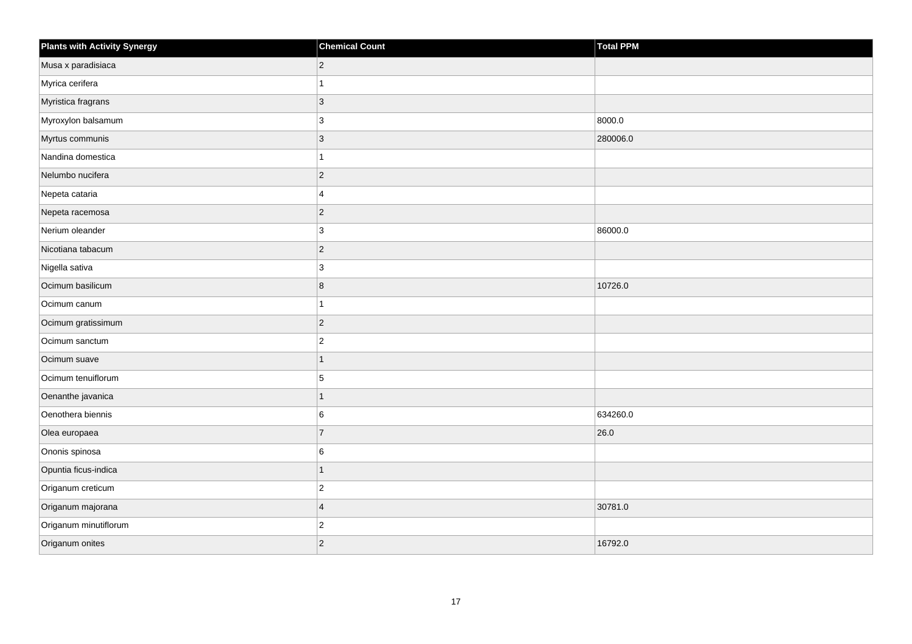| Plants with Activity Synergy | Chemical Count | Total PPM |
| --- | --- | --- |
| Musa x paradisiaca | 2 | |
| Myrica cerifera | 1 | |
| Myristica fragrans | 3 | |
| Myroxylon balsamum | 3 | 8000.0 |
| Myrtus communis | 3 | 280006.0 |
| Nandina domestica | 1 | |
| Nelumbo nucifera | 2 | |
| Nepeta cataria | 4 | |
| Nepeta racemosa | 2 | |
| Nerium oleander | 3 | 86000.0 |
| Nicotiana tabacum | 2 | |
| Nigella sativa | 3 | |
| Ocimum basilicum | 8 | 10726.0 |
| Ocimum canum | 1 | |
| Ocimum gratissimum | 2 | |
| Ocimum sanctum | 2 | |
| Ocimum suave | 1 | |
| Ocimum tenuiflorum | 5 | |
| Oenanthe javanica | 1 | |
| Oenothera biennis | 6 | 634260.0 |
| Olea europaea | 7 | 26.0 |
| Ononis spinosa | 6 | |
| Opuntia ficus-indica | 1 | |
| Origanum creticum | 2 | |
| Origanum majorana | 4 | 30781.0 |
| Origanum minutiflorum | 2 | |
| Origanum onites | 2 | 16792.0 |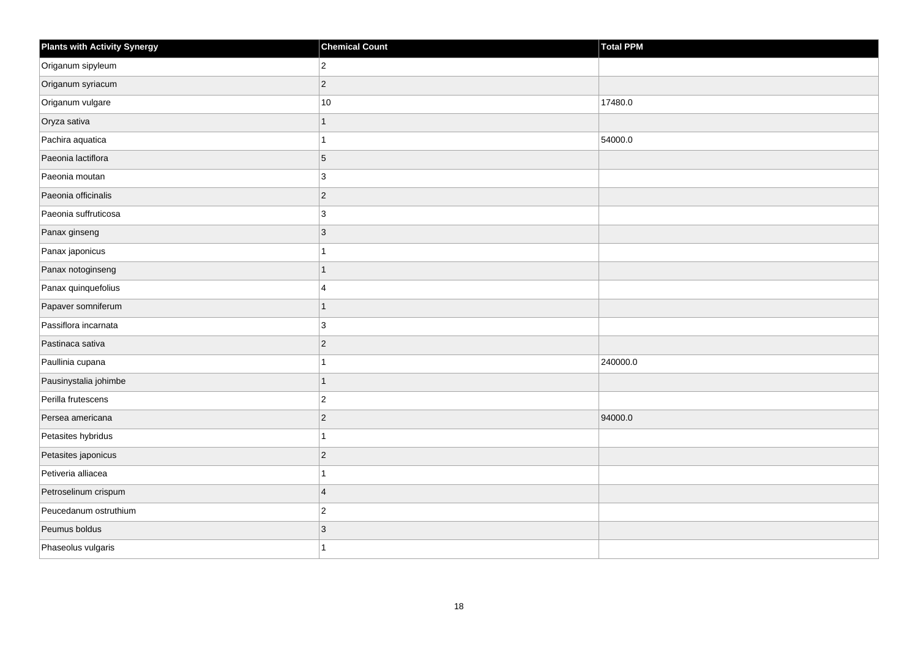| Plants with Activity Synergy | Chemical Count | Total PPM |
| --- | --- | --- |
| Origanum sipyleum | 2 | |
| Origanum syriacum | 2 | |
| Origanum vulgare | 10 | 17480.0 |
| Oryza sativa | 1 | |
| Pachira aquatica | 1 | 54000.0 |
| Paeonia lactiflora | 5 | |
| Paeonia moutan | 3 | |
| Paeonia officinalis | 2 | |
| Paeonia suffruticosa | 3 | |
| Panax ginseng | 3 | |
| Panax japonicus | 1 | |
| Panax notoginseng | 1 | |
| Panax quinquefolius | 4 | |
| Papaver somniferum | 1 | |
| Passiflora incarnata | 3 | |
| Pastinaca sativa | 2 | |
| Paullinia cupana | 1 | 240000.0 |
| Pausinystalia johimbe | 1 | |
| Perilla frutescens | 2 | |
| Persea americana | 2 | 94000.0 |
| Petasites hybridus | 1 | |
| Petasites japonicus | 2 | |
| Petiveria alliacea | 1 | |
| Petroselinum crispum | 4 | |
| Peucedanum ostruthium | 2 | |
| Peumus boldus | 3 | |
| Phaseolus vulgaris | 1 | |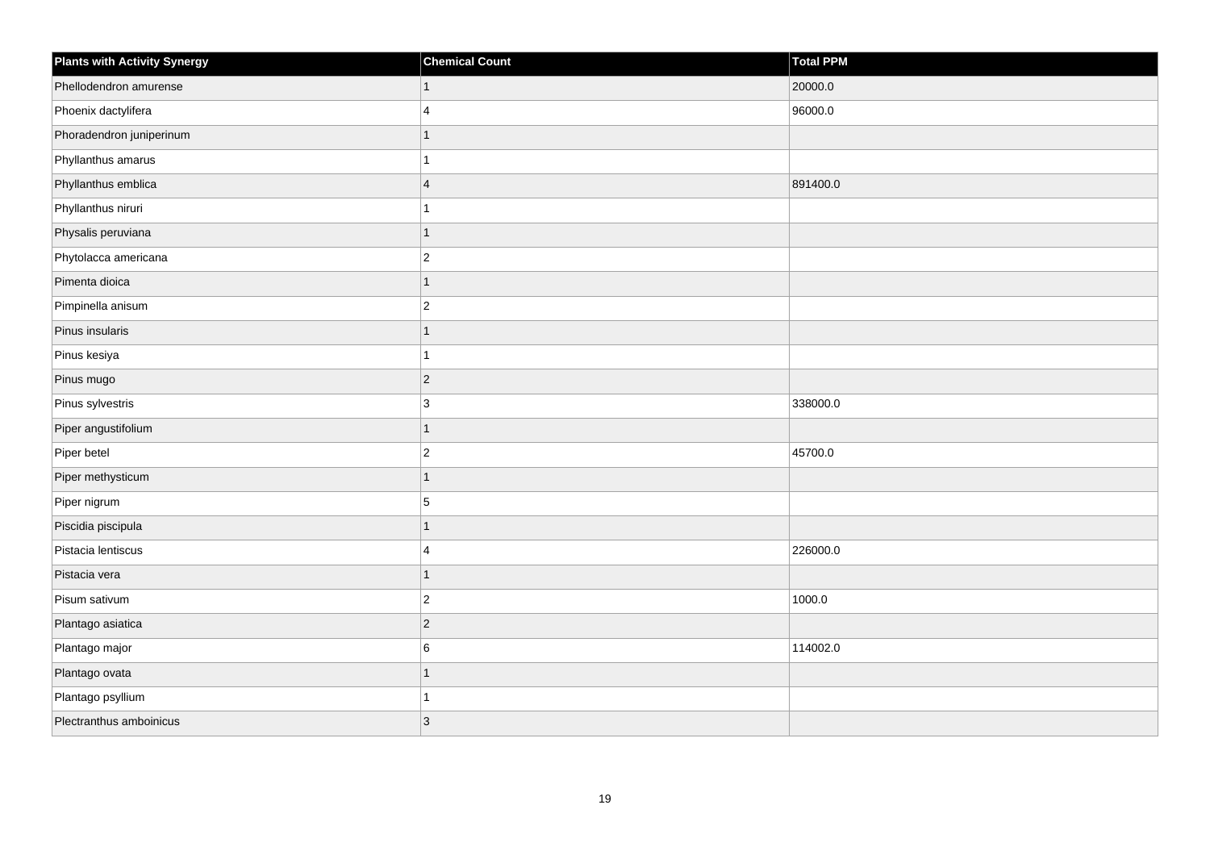| Plants with Activity Synergy | Chemical Count | Total PPM |
| --- | --- | --- |
| Phellodendron amurense | 1 | 20000.0 |
| Phoenix dactylifera | 4 | 96000.0 |
| Phoradendron juniperinum | 1 | |
| Phyllanthus amarus | 1 | |
| Phyllanthus emblica | 4 | 891400.0 |
| Phyllanthus niruri | 1 | |
| Physalis peruviana | 1 | |
| Phytolacca americana | 2 | |
| Pimenta dioica | 1 | |
| Pimpinella anisum | 2 | |
| Pinus insularis | 1 | |
| Pinus kesiya | 1 | |
| Pinus mugo | 2 | |
| Pinus sylvestris | 3 | 338000.0 |
| Piper angustifolium | 1 | |
| Piper betel | 2 | 45700.0 |
| Piper methysticum | 1 | |
| Piper nigrum | 5 | |
| Piscidia piscipula | 1 | |
| Pistacia lentiscus | 4 | 226000.0 |
| Pistacia vera | 1 | |
| Pisum sativum | 2 | 1000.0 |
| Plantago asiatica | 2 | |
| Plantago major | 6 | 114002.0 |
| Plantago ovata | 1 | |
| Plantago psyllium | 1 | |
| Plectranthus amboinicus | 3 | |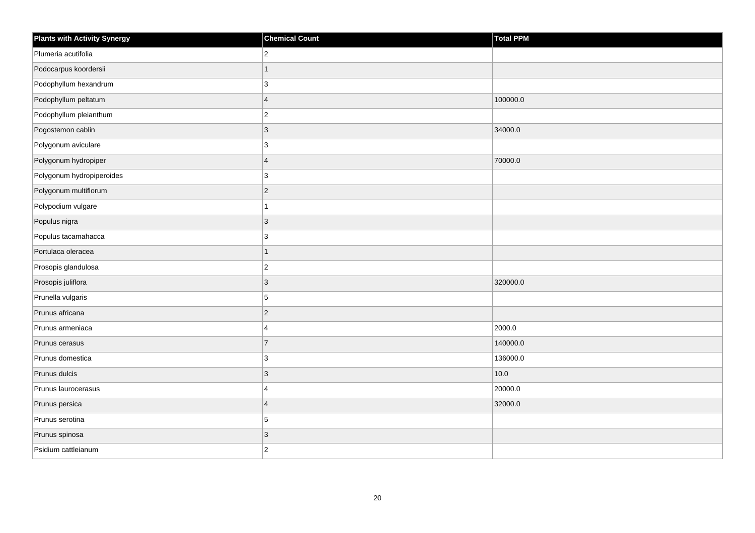| Plants with Activity Synergy | Chemical Count | Total PPM |
| --- | --- | --- |
| Plumeria acutifolia | 2 | |
| Podocarpus koordersii | 1 | |
| Podophyllum hexandrum | 3 | |
| Podophyllum peltatum | 4 | 100000.0 |
| Podophyllum pleianthum | 2 | |
| Pogostemon cablin | 3 | 34000.0 |
| Polygonum aviculare | 3 | |
| Polygonum hydropiper | 4 | 70000.0 |
| Polygonum hydropiperoides | 3 | |
| Polygonum multiflorum | 2 | |
| Polypodium vulgare | 1 | |
| Populus nigra | 3 | |
| Populus tacamahacca | 3 | |
| Portulaca oleracea | 1 | |
| Prosopis glandulosa | 2 | |
| Prosopis juliflora | 3 | 320000.0 |
| Prunella vulgaris | 5 | |
| Prunus africana | 2 | |
| Prunus armeniaca | 4 | 2000.0 |
| Prunus cerasus | 7 | 140000.0 |
| Prunus domestica | 3 | 136000.0 |
| Prunus dulcis | 3 | 10.0 |
| Prunus laurocerasus | 4 | 20000.0 |
| Prunus persica | 4 | 32000.0 |
| Prunus serotina | 5 | |
| Prunus spinosa | 3 | |
| Psidium cattleianum | 2 | |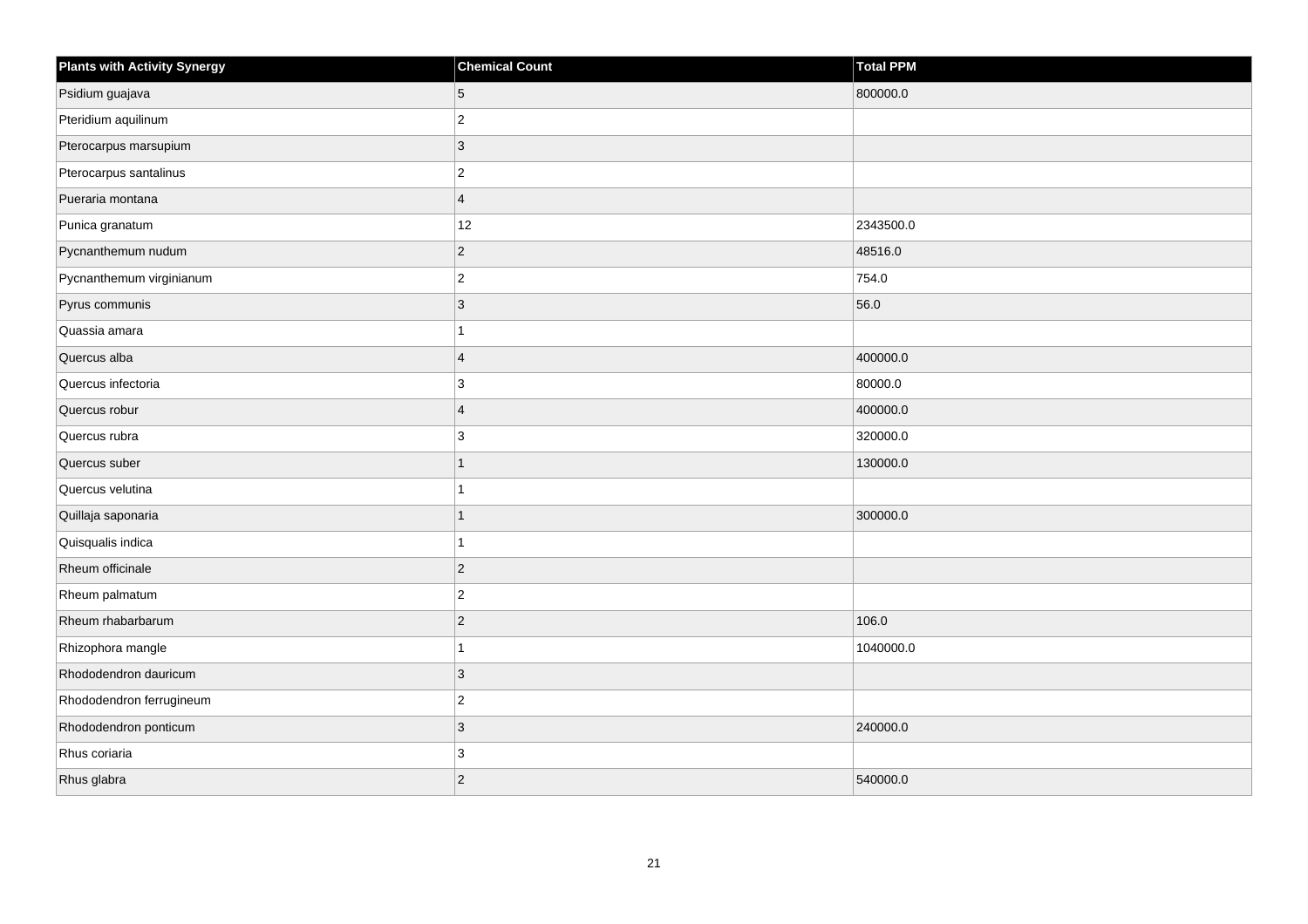| Plants with Activity Synergy | Chemical Count | Total PPM |
| --- | --- | --- |
| Psidium guajava | 5 | 800000.0 |
| Pteridium aquilinum | 2 | |
| Pterocarpus marsupium | 3 | |
| Pterocarpus santalinus | 2 | |
| Pueraria montana | 4 | |
| Punica granatum | 12 | 2343500.0 |
| Pycnanthemum nudum | 2 | 48516.0 |
| Pycnanthemum virginianum | 2 | 754.0 |
| Pyrus communis | 3 | 56.0 |
| Quassia amara | 1 | |
| Quercus alba | 4 | 400000.0 |
| Quercus infectoria | 3 | 80000.0 |
| Quercus robur | 4 | 400000.0 |
| Quercus rubra | 3 | 320000.0 |
| Quercus suber | 1 | 130000.0 |
| Quercus velutina | 1 | |
| Quillaja saponaria | 1 | 300000.0 |
| Quisqualis indica | 1 | |
| Rheum officinale | 2 | |
| Rheum palmatum | 2 | |
| Rheum rhabarbarum | 2 | 106.0 |
| Rhizophora mangle | 1 | 1040000.0 |
| Rhododendron dauricum | 3 | |
| Rhododendron ferrugineum | 2 | |
| Rhododendron ponticum | 3 | 240000.0 |
| Rhus coriaria | 3 | |
| Rhus glabra | 2 | 540000.0 |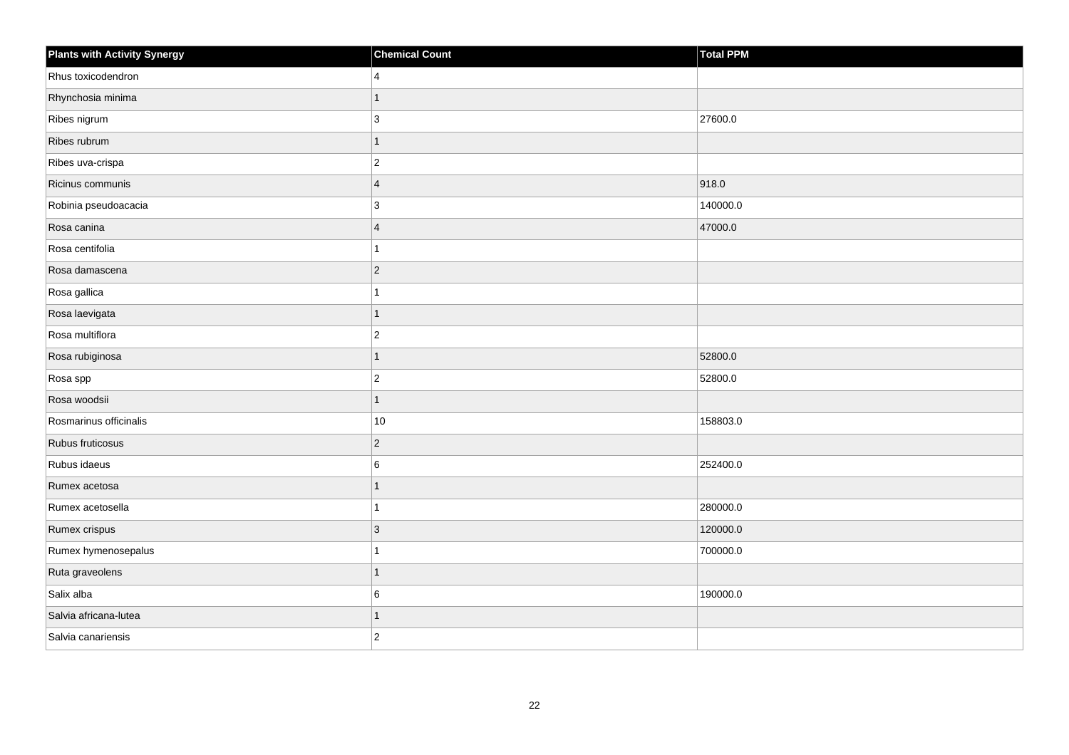| Plants with Activity Synergy | Chemical Count | Total PPM |
| --- | --- | --- |
| Rhus toxicodendron | 4 | |
| Rhynchosia minima | 1 | |
| Ribes nigrum | 3 | 27600.0 |
| Ribes rubrum | 1 | |
| Ribes uva-crispa | 2 | |
| Ricinus communis | 4 | 918.0 |
| Robinia pseudoacacia | 3 | 140000.0 |
| Rosa canina | 4 | 47000.0 |
| Rosa centifolia | 1 | |
| Rosa damascena | 2 | |
| Rosa gallica | 1 | |
| Rosa laevigata | 1 | |
| Rosa multiflora | 2 | |
| Rosa rubiginosa | 1 | 52800.0 |
| Rosa spp | 2 | 52800.0 |
| Rosa woodsii | 1 | |
| Rosmarinus officinalis | 10 | 158803.0 |
| Rubus fruticosus | 2 | |
| Rubus idaeus | 6 | 252400.0 |
| Rumex acetosa | 1 | |
| Rumex acetosella | 1 | 280000.0 |
| Rumex crispus | 3 | 120000.0 |
| Rumex hymenosepalus | 1 | 700000.0 |
| Ruta graveolens | 1 | |
| Salix alba | 6 | 190000.0 |
| Salvia africana-lutea | 1 | |
| Salvia canariensis | 2 | |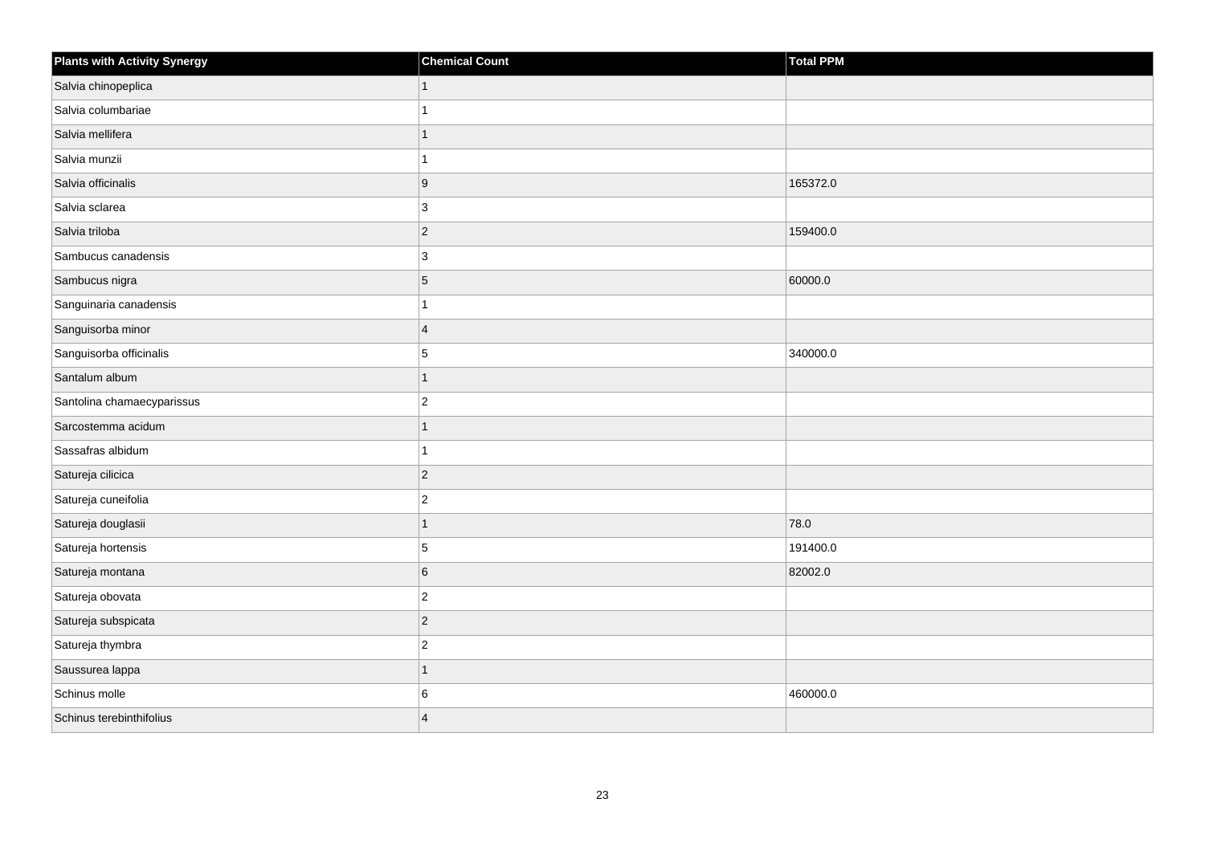| Plants with Activity Synergy | Chemical Count | Total PPM |
| --- | --- | --- |
| Salvia chinopeplica | 1 | |
| Salvia columbariae | 1 | |
| Salvia mellifera | 1 | |
| Salvia munzii | 1 | |
| Salvia officinalis | 9 | 165372.0 |
| Salvia sclarea | 3 | |
| Salvia triloba | 2 | 159400.0 |
| Sambucus canadensis | 3 | |
| Sambucus nigra | 5 | 60000.0 |
| Sanguinaria canadensis | 1 | |
| Sanguisorba minor | 4 | |
| Sanguisorba officinalis | 5 | 340000.0 |
| Santalum album | 1 | |
| Santolina chamaecyparissus | 2 | |
| Sarcostemma acidum | 1 | |
| Sassafras albidum | 1 | |
| Satureja cilicica | 2 | |
| Satureja cuneifolia | 2 | |
| Satureja douglasii | 1 | 78.0 |
| Satureja hortensis | 5 | 191400.0 |
| Satureja montana | 6 | 82002.0 |
| Satureja obovata | 2 | |
| Satureja subspicata | 2 | |
| Satureja thymbra | 2 | |
| Saussurea lappa | 1 | |
| Schinus molle | 6 | 460000.0 |
| Schinus terebinthifolius | 4 | |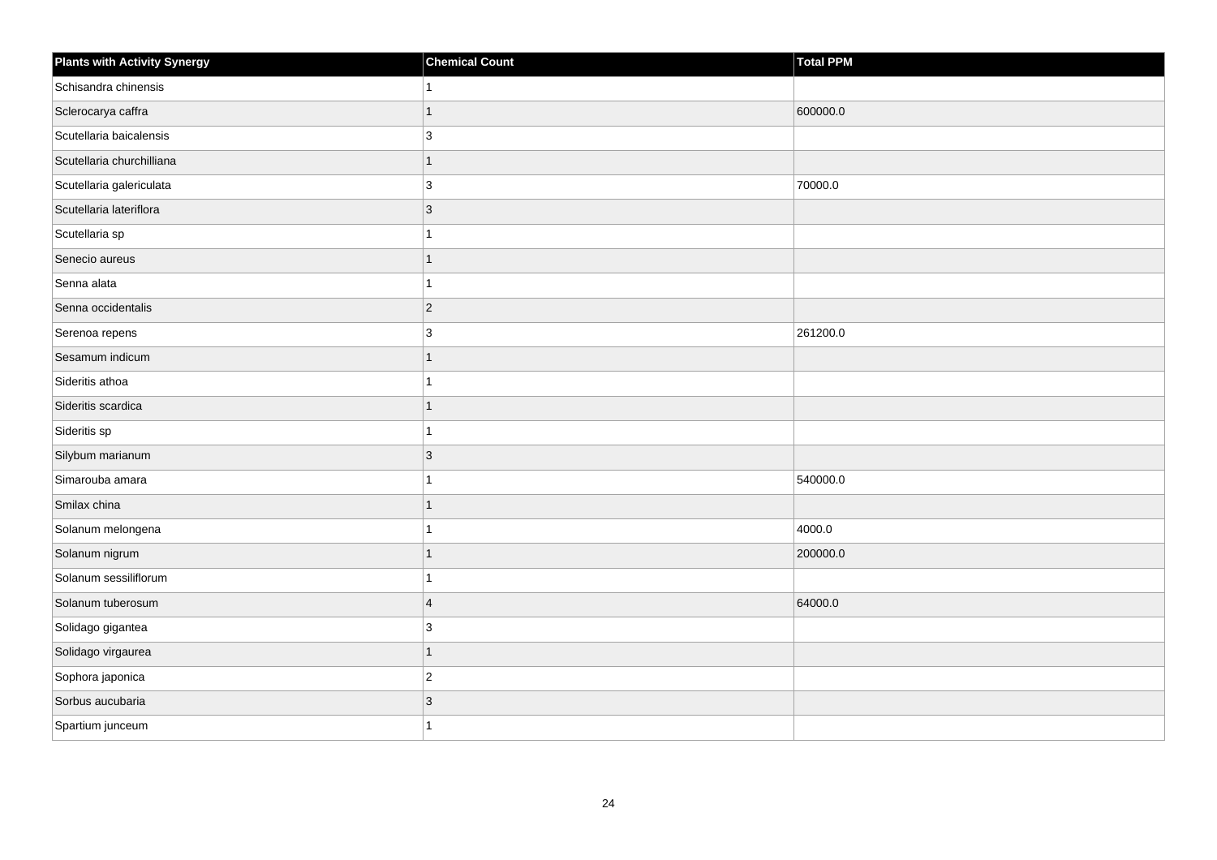| Plants with Activity Synergy | Chemical Count | Total PPM |
| --- | --- | --- |
| Schisandra chinensis | 1 | |
| Sclerocarya caffra | 1 | 600000.0 |
| Scutellaria baicalensis | 3 | |
| Scutellaria churchilliana | 1 | |
| Scutellaria galericulata | 3 | 70000.0 |
| Scutellaria lateriflora | 3 | |
| Scutellaria sp | 1 | |
| Senecio aureus | 1 | |
| Senna alata | 1 | |
| Senna occidentalis | 2 | |
| Serenoa repens | 3 | 261200.0 |
| Sesamum indicum | 1 | |
| Sideritis athoa | 1 | |
| Sideritis scardica | 1 | |
| Sideritis sp | 1 | |
| Silybum marianum | 3 | |
| Simarouba amara | 1 | 540000.0 |
| Smilax china | 1 | |
| Solanum melongena | 1 | 4000.0 |
| Solanum nigrum | 1 | 200000.0 |
| Solanum sessiliflorum | 1 | |
| Solanum tuberosum | 4 | 64000.0 |
| Solidago gigantea | 3 | |
| Solidago virgaurea | 1 | |
| Sophora japonica | 2 | |
| Sorbus aucubaria | 3 | |
| Spartium junceum | 1 | |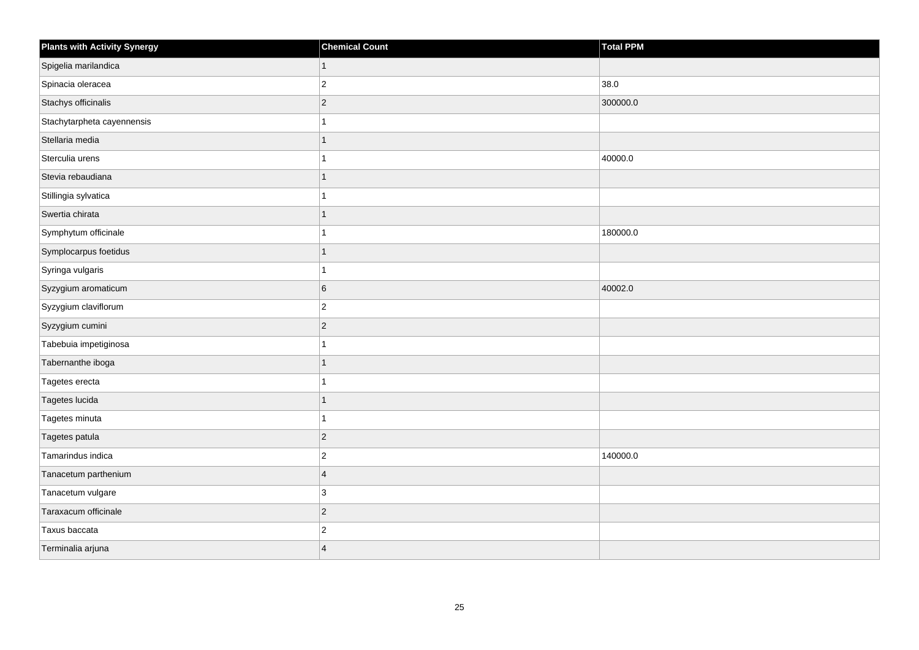| Plants with Activity Synergy | Chemical Count | Total PPM |
| --- | --- | --- |
| Spigelia marilandica | 1 | |
| Spinacia oleracea | 2 | 38.0 |
| Stachys officinalis | 2 | 300000.0 |
| Stachytarpheta cayennensis | 1 | |
| Stellaria media | 1 | |
| Sterculia urens | 1 | 40000.0 |
| Stevia rebaudiana | 1 | |
| Stillingia sylvatica | 1 | |
| Swertia chirata | 1 | |
| Symphytum officinale | 1 | 180000.0 |
| Symplocarpus foetidus | 1 | |
| Syringa vulgaris | 1 | |
| Syzygium aromaticum | 6 | 40002.0 |
| Syzygium claviflorum | 2 | |
| Syzygium cumini | 2 | |
| Tabebuia impetiginosa | 1 | |
| Tabernanthe iboga | 1 | |
| Tagetes erecta | 1 | |
| Tagetes lucida | 1 | |
| Tagetes minuta | 1 | |
| Tagetes patula | 2 | |
| Tamarindus indica | 2 | 140000.0 |
| Tanacetum parthenium | 4 | |
| Tanacetum vulgare | 3 | |
| Taraxacum officinale | 2 | |
| Taxus baccata | 2 | |
| Terminalia arjuna | 4 | |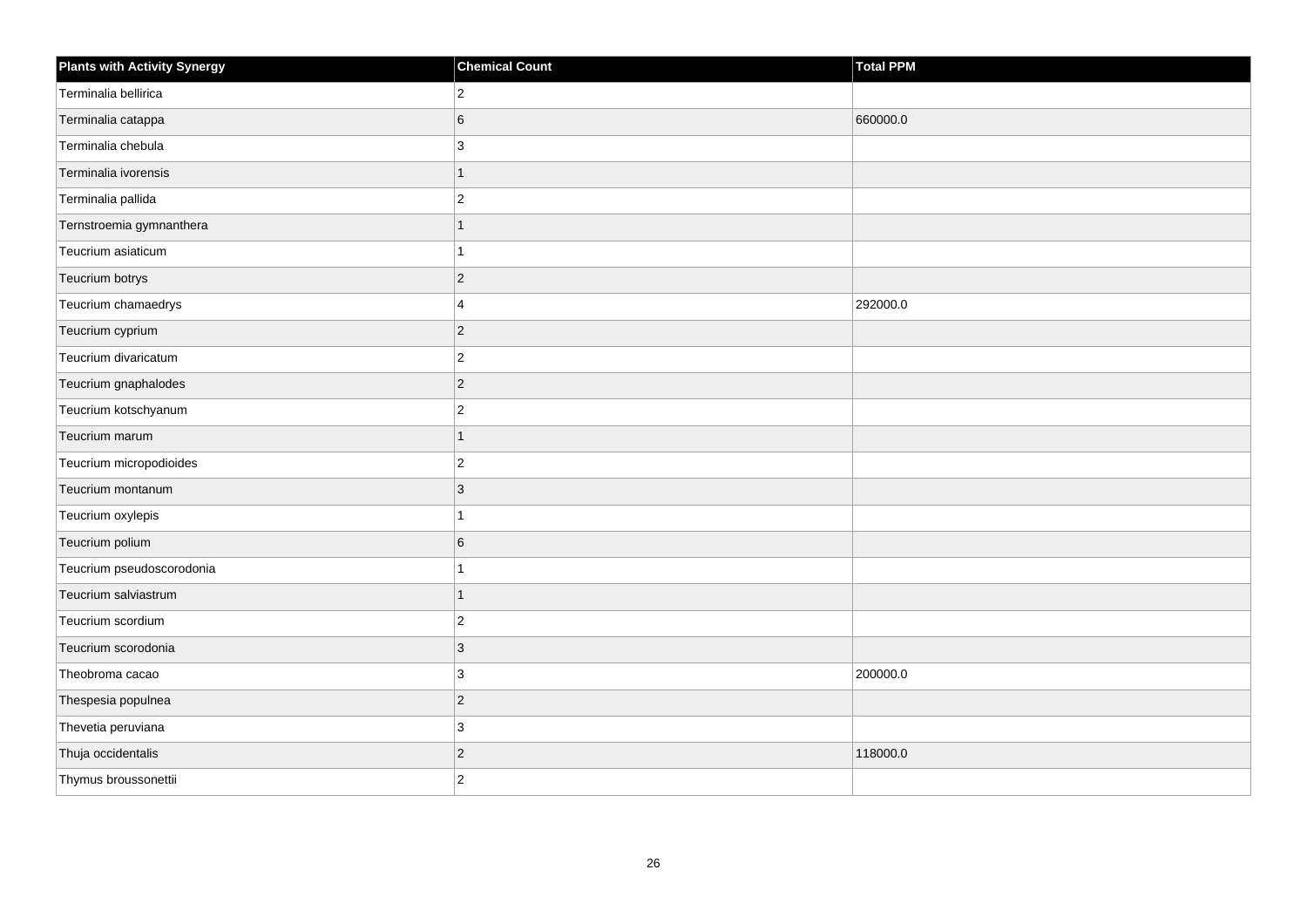| Plants with Activity Synergy | Chemical Count | Total PPM |
|---|---|---|
| Terminalia bellirica | 2 | |
| Terminalia catappa | 6 | 660000.0 |
| Terminalia chebula | 3 | |
| Terminalia ivorensis | 1 | |
| Terminalia pallida | 2 | |
| Ternstroemia gymnanthera | 1 | |
| Teucrium asiaticum | 1 | |
| Teucrium botrys | 2 | |
| Teucrium chamaedrys | 4 | 292000.0 |
| Teucrium cyprium | 2 | |
| Teucrium divaricatum | 2 | |
| Teucrium gnaphalodes | 2 | |
| Teucrium kotschyanum | 2 | |
| Teucrium marum | 1 | |
| Teucrium micropodioides | 2 | |
| Teucrium montanum | 3 | |
| Teucrium oxylepis | 1 | |
| Teucrium polium | 6 | |
| Teucrium pseudoscorodonia | 1 | |
| Teucrium salviastrum | 1 | |
| Teucrium scordium | 2 | |
| Teucrium scorodonia | 3 | |
| Theobroma cacao | 3 | 200000.0 |
| Thespesia populnea | 2 | |
| Thevetia peruviana | 3 | |
| Thuja occidentalis | 2 | 118000.0 |
| Thymus broussonettii | 2 | |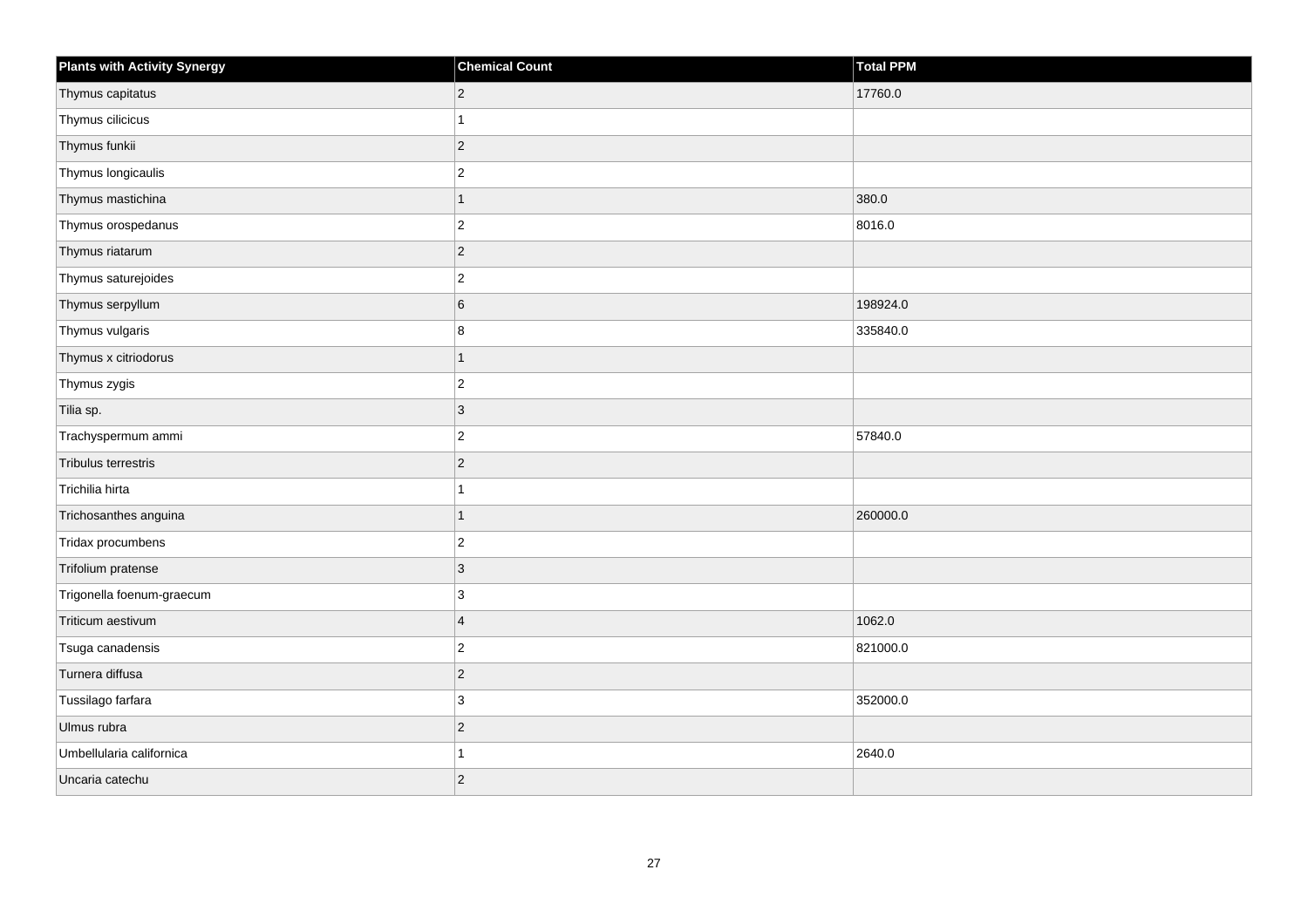| Plants with Activity Synergy | Chemical Count | Total PPM |
| --- | --- | --- |
| Thymus capitatus | 2 | 17760.0 |
| Thymus cilicicus | 1 | |
| Thymus funkii | 2 | |
| Thymus longicaulis | 2 | |
| Thymus mastichina | 1 | 380.0 |
| Thymus orospedanus | 2 | 8016.0 |
| Thymus riatarum | 2 | |
| Thymus saturejoides | 2 | |
| Thymus serpyllum | 6 | 198924.0 |
| Thymus vulgaris | 8 | 335840.0 |
| Thymus x citriodorus | 1 | |
| Thymus zygis | 2 | |
| Tilia sp. | 3 | |
| Trachyspermum ammi | 2 | 57840.0 |
| Tribulus terrestris | 2 | |
| Trichilia hirta | 1 | |
| Trichosanthes anguina | 1 | 260000.0 |
| Tridax procumbens | 2 | |
| Trifolium pratense | 3 | |
| Trigonella foenum-graecum | 3 | |
| Triticum aestivum | 4 | 1062.0 |
| Tsuga canadensis | 2 | 821000.0 |
| Turnera diffusa | 2 | |
| Tussilago farfara | 3 | 352000.0 |
| Ulmus rubra | 2 | |
| Umbellularia californica | 1 | 2640.0 |
| Uncaria catechu | 2 | |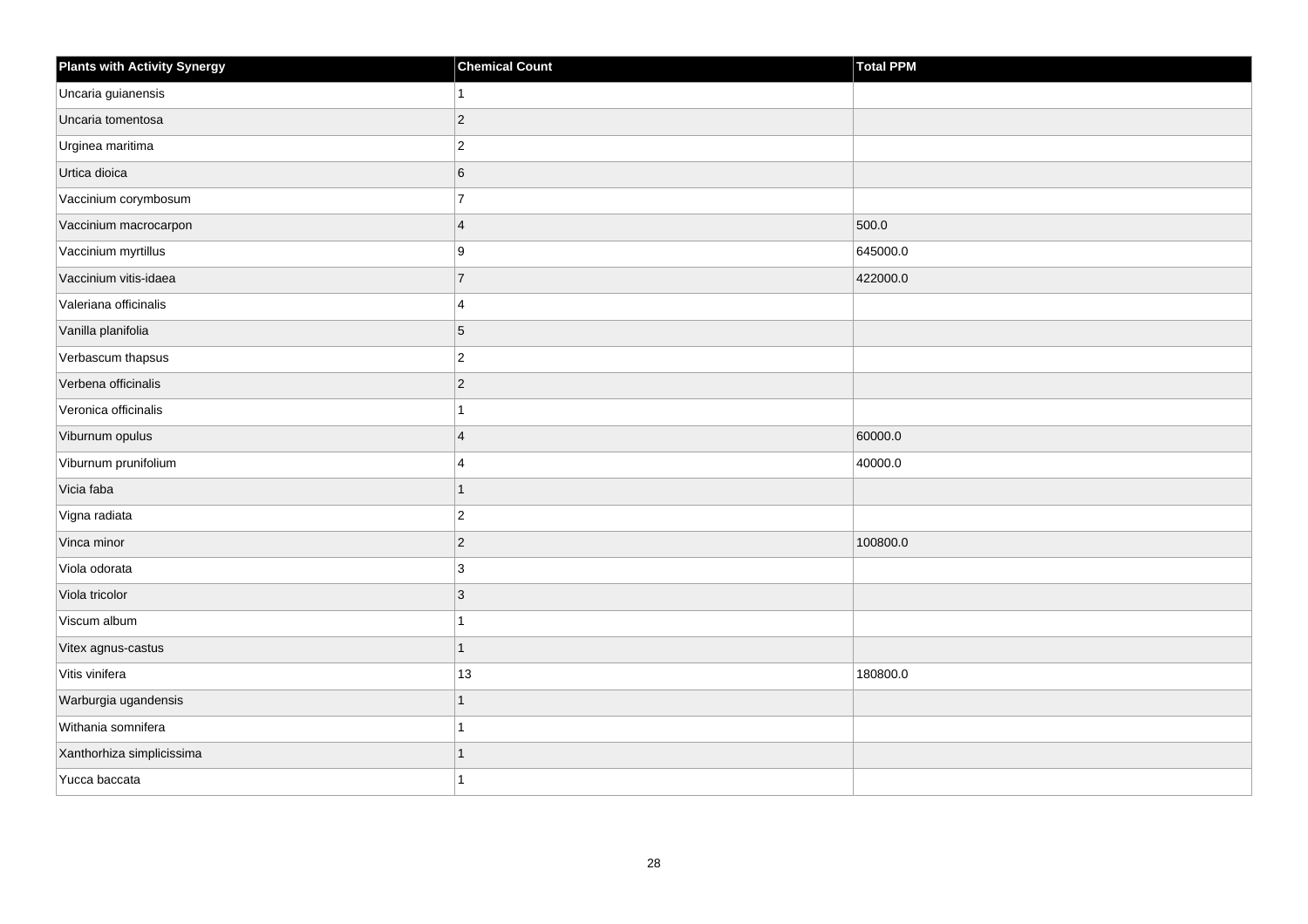| Plants with Activity Synergy | Chemical Count | Total PPM |
| --- | --- | --- |
| Uncaria guianensis | 1 | |
| Uncaria tomentosa | 2 | |
| Urginea maritima | 2 | |
| Urtica dioica | 6 | |
| Vaccinium corymbosum | 7 | |
| Vaccinium macrocarpon | 4 | 500.0 |
| Vaccinium myrtillus | 9 | 645000.0 |
| Vaccinium vitis-idaea | 7 | 422000.0 |
| Valeriana officinalis | 4 | |
| Vanilla planifolia | 5 | |
| Verbascum thapsus | 2 | |
| Verbena officinalis | 2 | |
| Veronica officinalis | 1 | |
| Viburnum opulus | 4 | 60000.0 |
| Viburnum prunifolium | 4 | 40000.0 |
| Vicia faba | 1 | |
| Vigna radiata | 2 | |
| Vinca minor | 2 | 100800.0 |
| Viola odorata | 3 | |
| Viola tricolor | 3 | |
| Viscum album | 1 | |
| Vitex agnus-castus | 1 | |
| Vitis vinifera | 13 | 180800.0 |
| Warburgia ugandensis | 1 | |
| Withania somnifera | 1 | |
| Xanthorhiza simplicissima | 1 | |
| Yucca baccata | 1 | |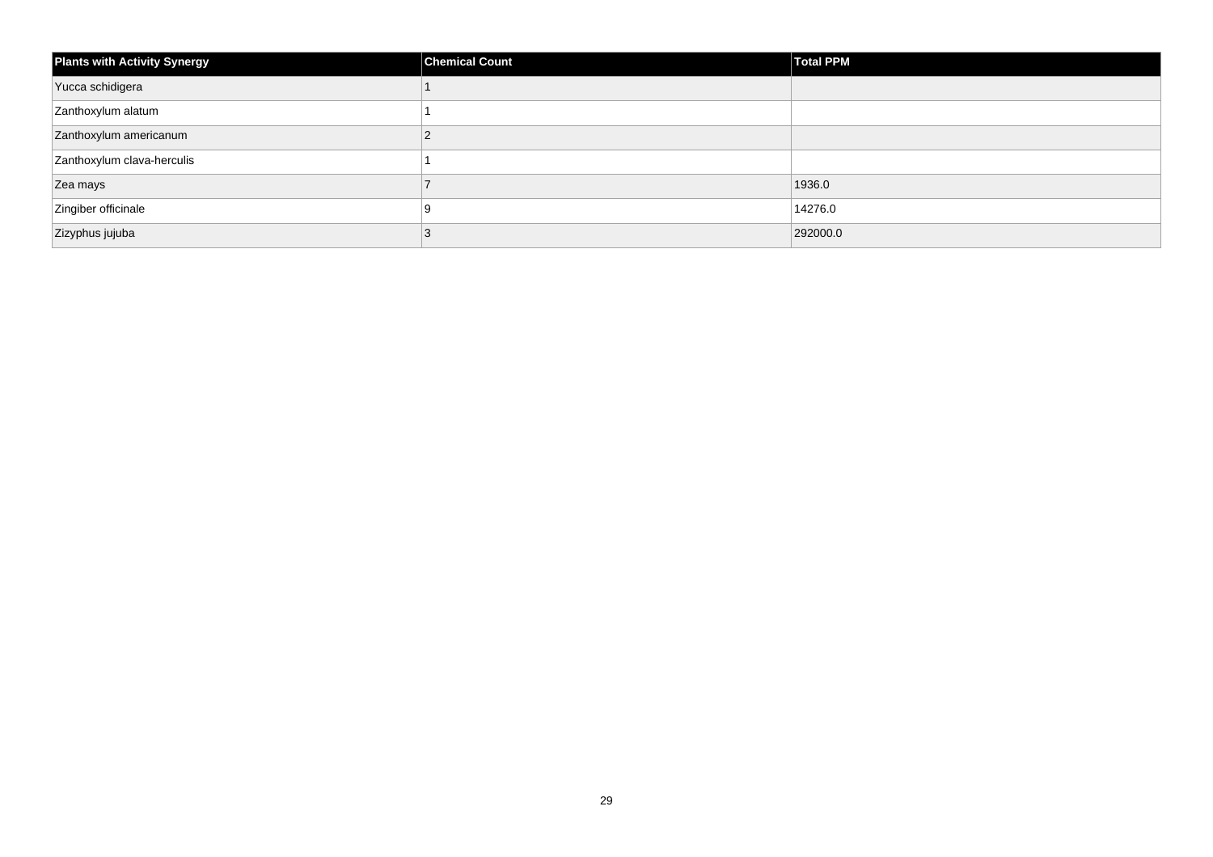| Plants with Activity Synergy | Chemical Count | Total PPM |
|---|---|---|
| Yucca schidigera | 1 | |
| Zanthoxylum alatum | 1 | |
| Zanthoxylum americanum | 2 | |
| Zanthoxylum clava-herculis | 1 | |
| Zea mays | 7 | 1936.0 |
| Zingiber officinale | 9 | 14276.0 |
| Zizyphus jujuba | 3 | 292000.0 |